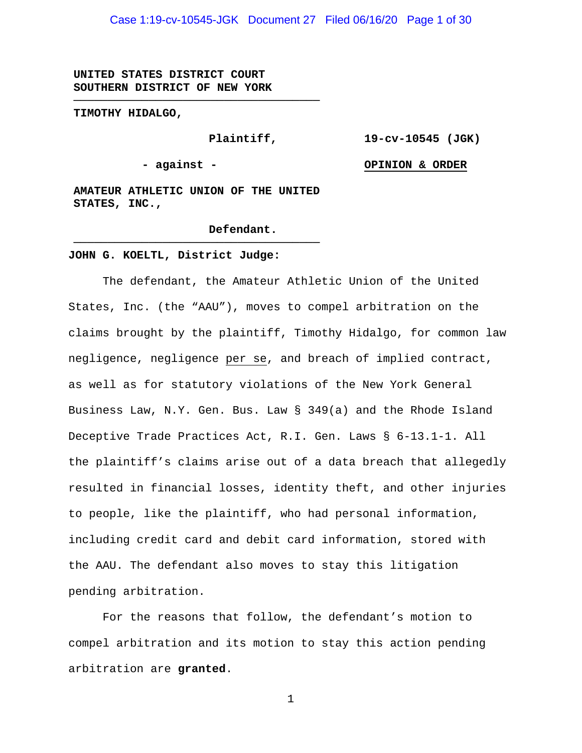**UNITED STATES DISTRICT COURT**
**SOUTHERN DISTRICT OF NEW YORK**

**TIMOTHY HIDALGO,**

**Plaintiff,**

**- against -**

**AMATEUR ATHLETIC UNION OF THE UNITED STATES, INC.,**

**Defendant.**

**19-cv-10545 (JGK)**

**OPINION & ORDER**

**JOHN G. KOELTL, District Judge:**

The defendant, the Amateur Athletic Union of the United States, Inc. (the "AAU"), moves to compel arbitration on the claims brought by the plaintiff, Timothy Hidalgo, for common law negligence, negligence per se, and breach of implied contract, as well as for statutory violations of the New York General Business Law, N.Y. Gen. Bus. Law § 349(a) and the Rhode Island Deceptive Trade Practices Act, R.I. Gen. Laws § 6-13.1-1. All the plaintiff's claims arise out of a data breach that allegedly resulted in financial losses, identity theft, and other injuries to people, like the plaintiff, who had personal information, including credit card and debit card information, stored with the AAU. The defendant also moves to stay this litigation pending arbitration.

For the reasons that follow, the defendant's motion to compel arbitration and its motion to stay this action pending arbitration are **granted**.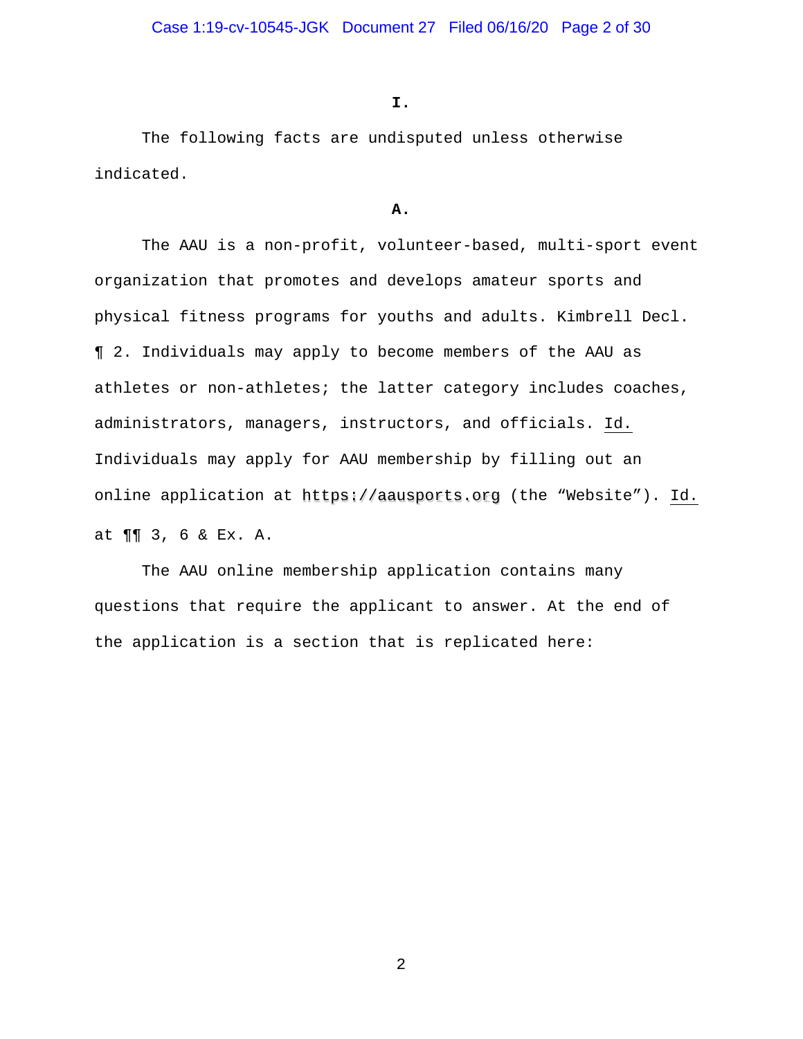**I.**

The following facts are undisputed unless otherwise indicated.

**A.**

The AAU is a non-profit, volunteer-based, multi-sport event organization that promotes and develops amateur sports and physical fitness programs for youths and adults. Kimbrell Decl. ¶ 2. Individuals may apply to become members of the AAU as athletes or non-athletes; the latter category includes coaches, administrators, managers, instructors, and officials. Id. Individuals may apply for AAU membership by filling out an online application at https://aausports.org (the "Website"). Id. at ¶¶ 3, 6 & Ex. A.

The AAU online membership application contains many questions that require the applicant to answer. At the end of the application is a section that is replicated here: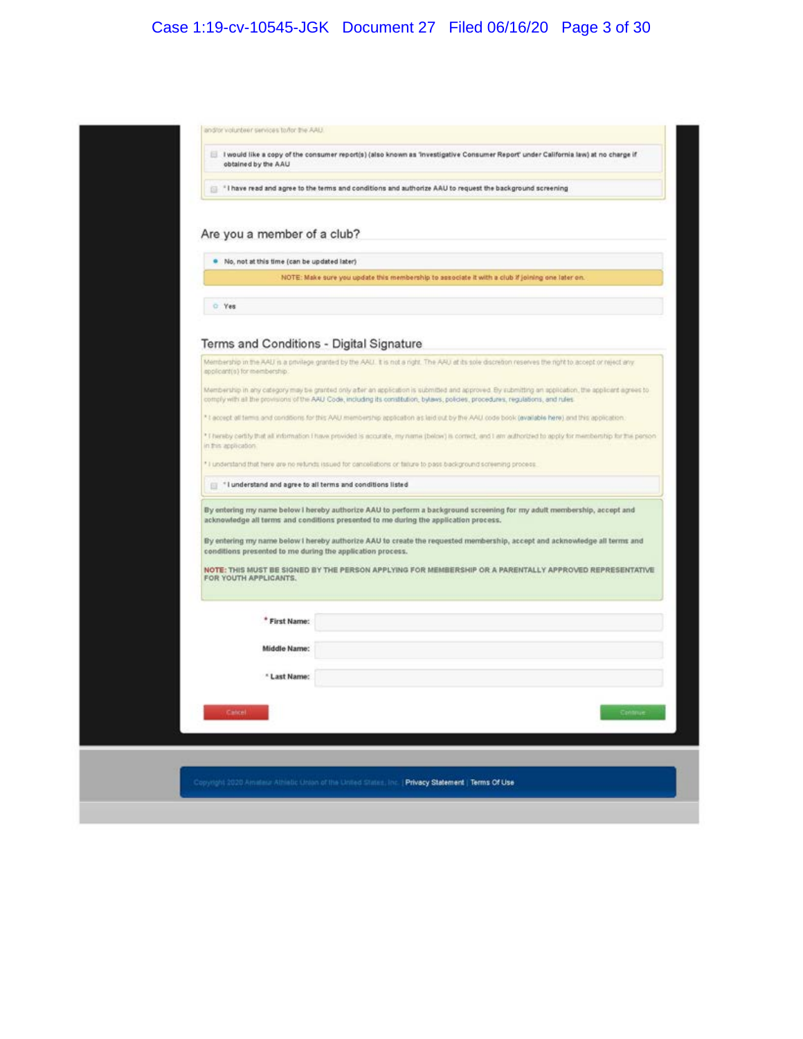and/or volunteer services to/for the AAU.

- [ ] I would like a copy of the consumer report(s) (also known as 'Investigative Consumer Report' under California law) at no charge if obtained by the AAU
- [ ] * I have read and agree to the terms and conditions and authorize AAU to request the background screening

## Are you a member of a club?

- ● No, not at this time (can be updated later)

NOTE: Make sure you update this membership to associate it with a club if joining one later on.

- ○ Yes

## Terms and Conditions - Digital Signature

Membership in the AAU is a privilege granted by the AAU. It is not a right. The AAU at its sole discretion reserves the right to accept or reject any applicant(s) for membership.

Membership in any category may be granted only after an application is submitted and approved. By submitting an application, the applicant agrees to comply with all the provisions of the AAU Code, including its constitution, bylaws, policies, procedures, regulations, and rules.

* I accept all terms and conditions for this AAU membership application as laid out by the AAU code book (available here) and this application.

* I hereby certify that all information I have provided is accurate, my name (below) is correct, and I am authorized to apply for membership for the person in this application.

* I understand that there are no refunds issued for cancellations or failure to pass background screening process.

- [ ] * I understand and agree to all terms and conditions listed

**By entering my name below I hereby authorize AAU to perform a background screening for my adult membership, accept and acknowledge all terms and conditions presented to me during the application process.**

**By entering my name below I hereby authorize AAU to create the requested membership, accept and acknowledge all terms and conditions presented to me during the application process.**

**NOTE: THIS MUST BE SIGNED BY THE PERSON APPLYING FOR MEMBERSHIP OR A PARENTALLY APPROVED REPRESENTATIVE FOR YOUTH APPLICANTS.**

* First Name:

Middle Name:

* Last Name:

Cancel | Continue

Copyright 2020 Amateur Athletic Union of the United States, Inc. | Privacy Statement | Terms Of Use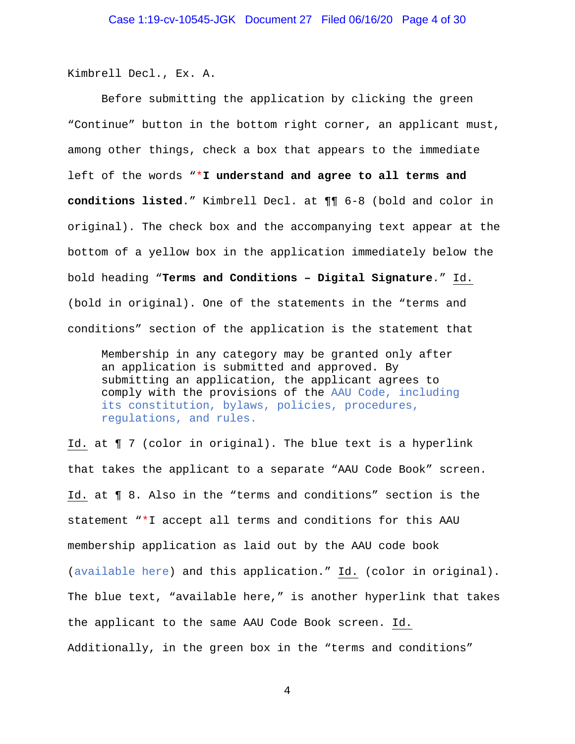Kimbrell Decl., Ex. A.

Before submitting the application by clicking the green "Continue" button in the bottom right corner, an applicant must, among other things, check a box that appears to the immediate left of the words "***I understand and agree to all terms and conditions listed**." Kimbrell Decl. at ¶¶ 6-8 (bold and color in original). The check box and the accompanying text appear at the bottom of a yellow box in the application immediately below the bold heading "**Terms and Conditions – Digital Signature**." Id. (bold in original). One of the statements in the "terms and conditions" section of the application is the statement that

> Membership in any category may be granted only after an application is submitted and approved. By submitting an application, the applicant agrees to comply with the provisions of the AAU Code, including its constitution, bylaws, policies, procedures, regulations, and rules.

Id. at ¶ 7 (color in original). The blue text is a hyperlink that takes the applicant to a separate "AAU Code Book" screen. Id. at ¶ 8. Also in the "terms and conditions" section is the statement "*I accept all terms and conditions for this AAU membership application as laid out by the AAU code book (available here) and this application." Id. (color in original). The blue text, "available here," is another hyperlink that takes the applicant to the same AAU Code Book screen. Id. Additionally, in the green box in the "terms and conditions"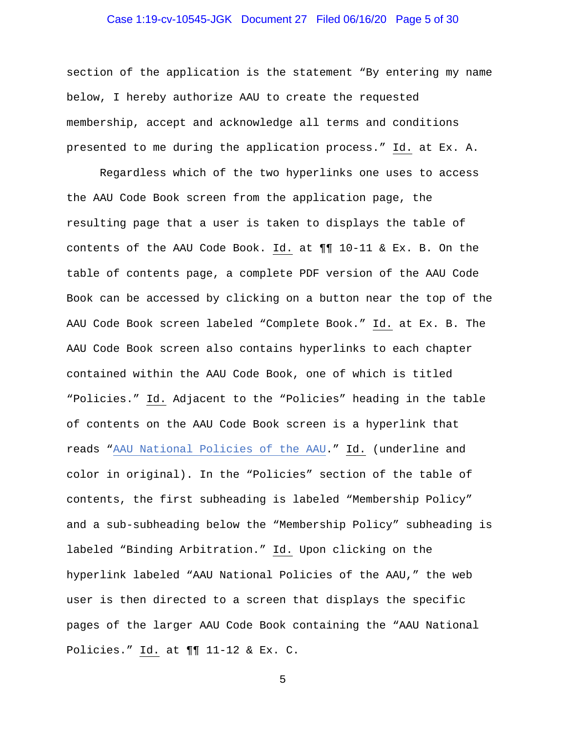section of the application is the statement "By entering my name below, I hereby authorize AAU to create the requested membership, accept and acknowledge all terms and conditions presented to me during the application process." Id. at Ex. A.

Regardless which of the two hyperlinks one uses to access the AAU Code Book screen from the application page, the resulting page that a user is taken to displays the table of contents of the AAU Code Book. Id. at ¶¶ 10-11 & Ex. B. On the table of contents page, a complete PDF version of the AAU Code Book can be accessed by clicking on a button near the top of the AAU Code Book screen labeled "Complete Book." Id. at Ex. B. The AAU Code Book screen also contains hyperlinks to each chapter contained within the AAU Code Book, one of which is titled "Policies." Id. Adjacent to the "Policies" heading in the table of contents on the AAU Code Book screen is a hyperlink that reads "AAU National Policies of the AAU." Id. (underline and color in original). In the "Policies" section of the table of contents, the first subheading is labeled "Membership Policy" and a sub-subheading below the "Membership Policy" subheading is labeled "Binding Arbitration." Id. Upon clicking on the hyperlink labeled "AAU National Policies of the AAU," the web user is then directed to a screen that displays the specific pages of the larger AAU Code Book containing the "AAU National Policies." Id. at ¶¶ 11-12 & Ex. C.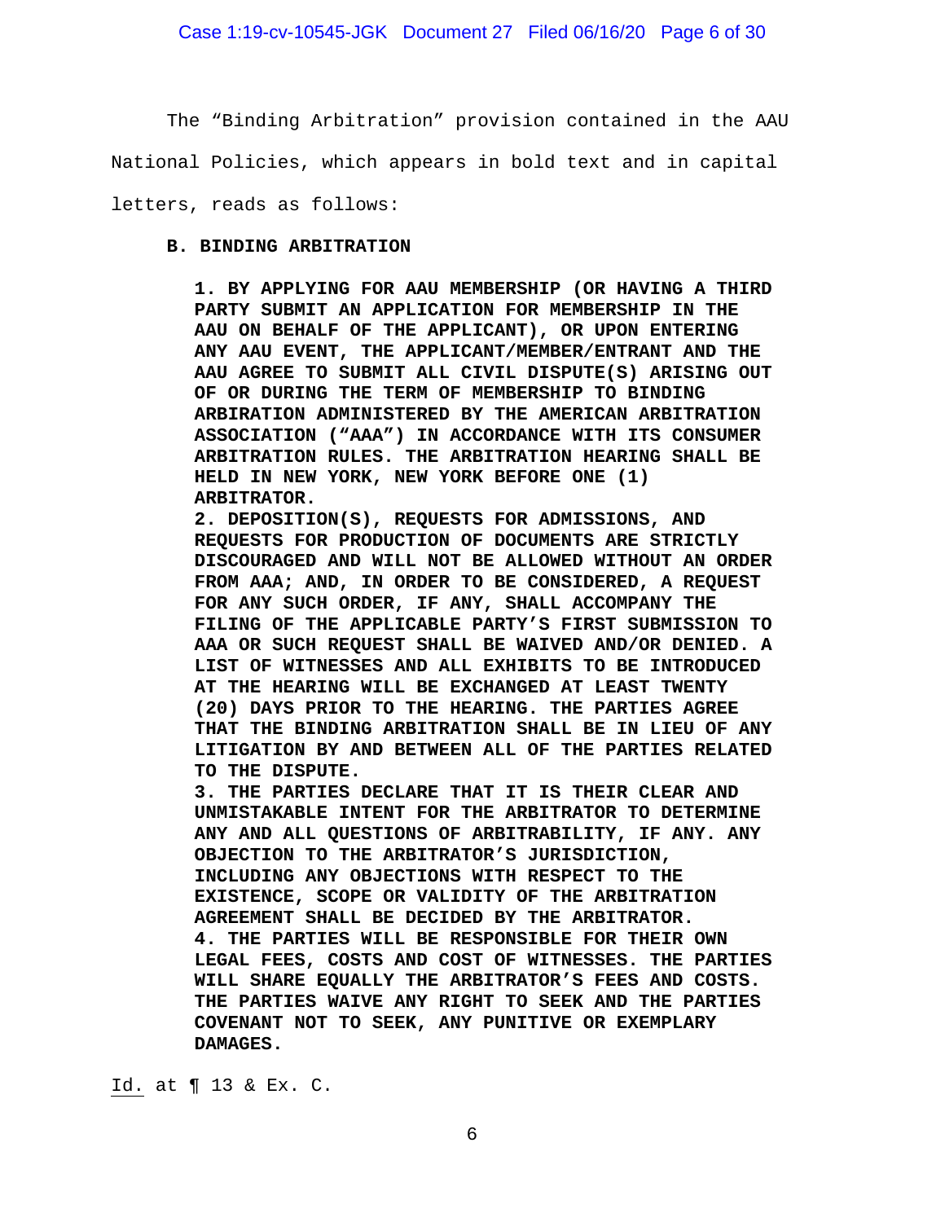The "Binding Arbitration" provision contained in the AAU National Policies, which appears in bold text and in capital letters, reads as follows:

> **B. BINDING ARBITRATION**
>
> **1. BY APPLYING FOR AAU MEMBERSHIP (OR HAVING A THIRD PARTY SUBMIT AN APPLICATION FOR MEMBERSHIP IN THE AAU ON BEHALF OF THE APPLICANT), OR UPON ENTERING ANY AAU EVENT, THE APPLICANT/MEMBER/ENTRANT AND THE AAU AGREE TO SUBMIT ALL CIVIL DISPUTE(S) ARISING OUT OF OR DURING THE TERM OF MEMBERSHIP TO BINDING ARBIRATION ADMINISTERED BY THE AMERICAN ARBITRATION ASSOCIATION ("AAA") IN ACCORDANCE WITH ITS CONSUMER ARBITRATION RULES. THE ARBITRATION HEARING SHALL BE HELD IN NEW YORK, NEW YORK BEFORE ONE (1) ARBITRATOR.**
>
> **2. DEPOSITION(S), REQUESTS FOR ADMISSIONS, AND REQUESTS FOR PRODUCTION OF DOCUMENTS ARE STRICTLY DISCOURAGED AND WILL NOT BE ALLOWED WITHOUT AN ORDER FROM AAA; AND, IN ORDER TO BE CONSIDERED, A REQUEST FOR ANY SUCH ORDER, IF ANY, SHALL ACCOMPANY THE FILING OF THE APPLICABLE PARTY'S FIRST SUBMISSION TO AAA OR SUCH REQUEST SHALL BE WAIVED AND/OR DENIED. A LIST OF WITNESSES AND ALL EXHIBITS TO BE INTRODUCED AT THE HEARING WILL BE EXCHANGED AT LEAST TWENTY (20) DAYS PRIOR TO THE HEARING. THE PARTIES AGREE THAT THE BINDING ARBITRATION SHALL BE IN LIEU OF ANY LITIGATION BY AND BETWEEN ALL OF THE PARTIES RELATED TO THE DISPUTE.**
>
> **3. THE PARTIES DECLARE THAT IT IS THEIR CLEAR AND UNMISTAKABLE INTENT FOR THE ARBITRATOR TO DETERMINE ANY AND ALL QUESTIONS OF ARBITRABILITY, IF ANY. ANY OBJECTION TO THE ARBITRATOR'S JURISDICTION, INCLUDING ANY OBJECTIONS WITH RESPECT TO THE EXISTENCE, SCOPE OR VALIDITY OF THE ARBITRATION AGREEMENT SHALL BE DECIDED BY THE ARBITRATOR.**
>
> **4. THE PARTIES WILL BE RESPONSIBLE FOR THEIR OWN LEGAL FEES, COSTS AND COST OF WITNESSES. THE PARTIES WILL SHARE EQUALLY THE ARBITRATOR'S FEES AND COSTS. THE PARTIES WAIVE ANY RIGHT TO SEEK AND THE PARTIES COVENANT NOT TO SEEK, ANY PUNITIVE OR EXEMPLARY DAMAGES.**

Id. at ¶ 13 & Ex. C.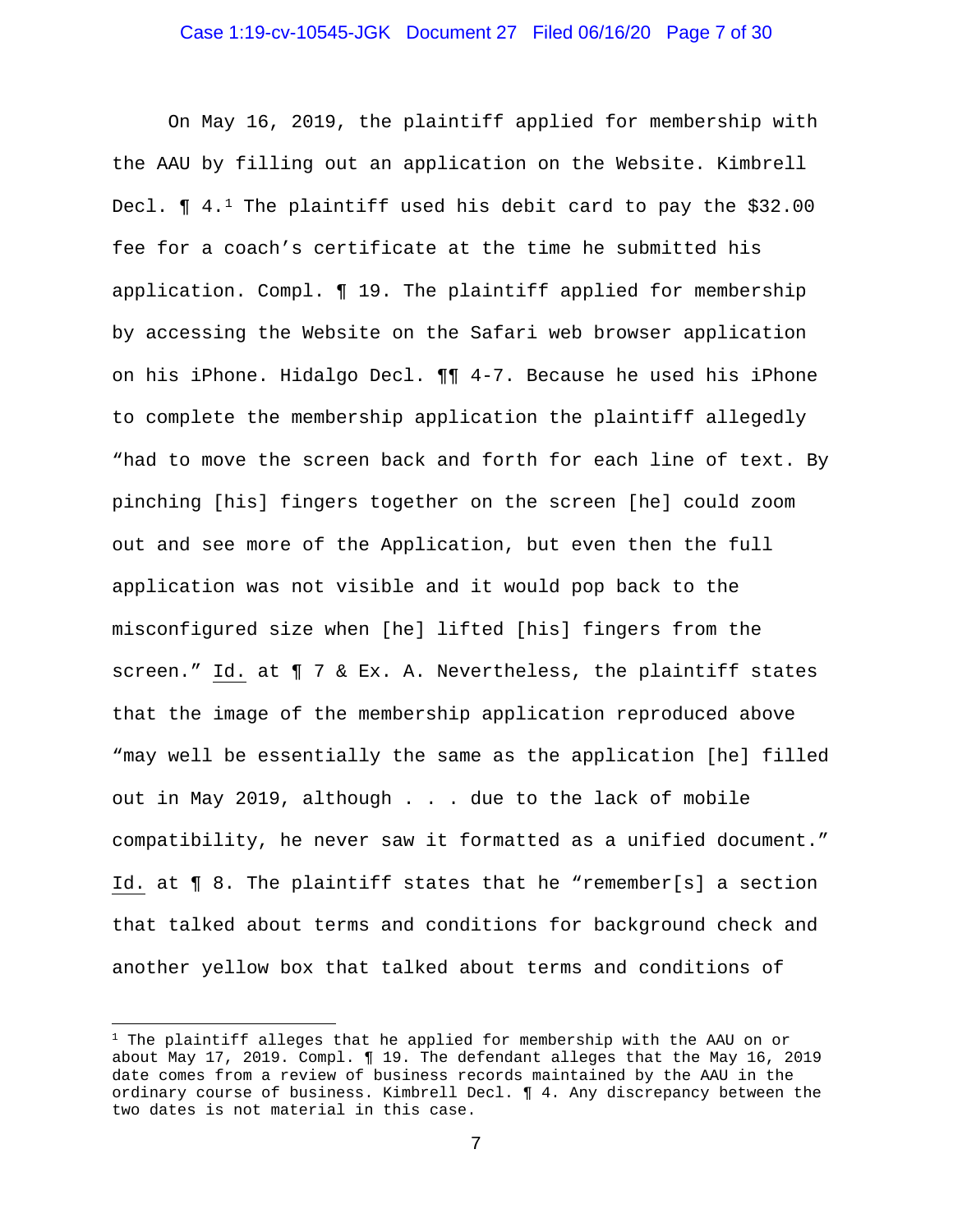On May 16, 2019, the plaintiff applied for membership with the AAU by filling out an application on the Website. Kimbrell Decl. ¶ 4.[1] The plaintiff used his debit card to pay the $32.00 fee for a coach's certificate at the time he submitted his application. Compl. ¶ 19. The plaintiff applied for membership by accessing the Website on the Safari web browser application on his iPhone. Hidalgo Decl. ¶¶ 4-7. Because he used his iPhone to complete the membership application the plaintiff allegedly "had to move the screen back and forth for each line of text. By pinching [his] fingers together on the screen [he] could zoom out and see more of the Application, but even then the full application was not visible and it would pop back to the misconfigured size when [he] lifted [his] fingers from the screen." Id. at ¶ 7 & Ex. A. Nevertheless, the plaintiff states that the image of the membership application reproduced above "may well be essentially the same as the application [he] filled out in May 2019, although . . . due to the lack of mobile compatibility, he never saw it formatted as a unified document." Id. at ¶ 8. The plaintiff states that he "remember[s] a section that talked about terms and conditions for background check and another yellow box that talked about terms and conditions of

[1] The plaintiff alleges that he applied for membership with the AAU on or about May 17, 2019. Compl. ¶ 19. The defendant alleges that the May 16, 2019 date comes from a review of business records maintained by the AAU in the ordinary course of business. Kimbrell Decl. ¶ 4. Any discrepancy between the two dates is not material in this case.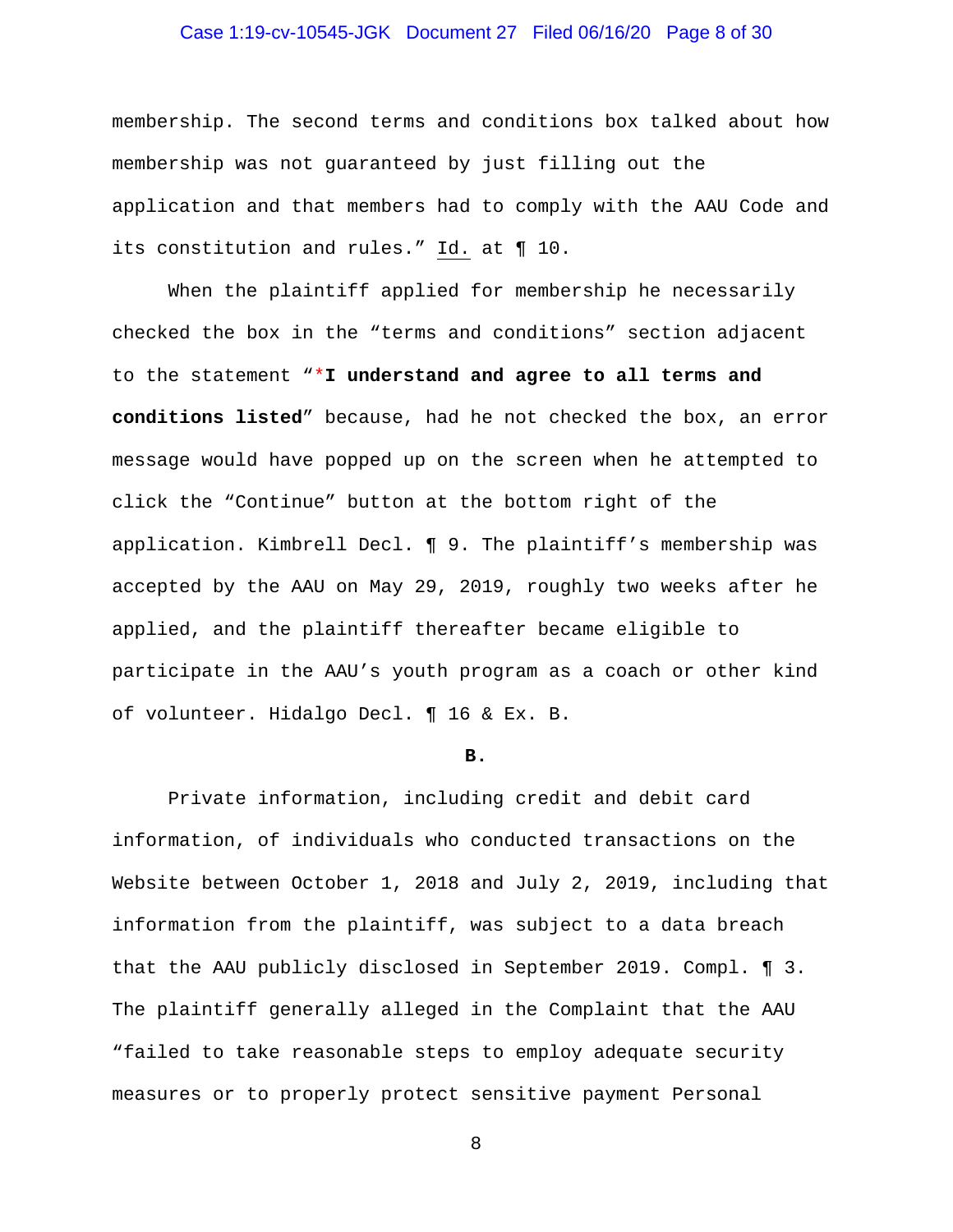membership. The second terms and conditions box talked about how membership was not guaranteed by just filling out the application and that members had to comply with the AAU Code and its constitution and rules." Id. at ¶ 10.

When the plaintiff applied for membership he necessarily checked the box in the "terms and conditions" section adjacent to the statement "***I understand and agree to all terms and conditions listed**" because, had he not checked the box, an error message would have popped up on the screen when he attempted to click the "Continue" button at the bottom right of the application. Kimbrell Decl. ¶ 9. The plaintiff's membership was accepted by the AAU on May 29, 2019, roughly two weeks after he applied, and the plaintiff thereafter became eligible to participate in the AAU's youth program as a coach or other kind of volunteer. Hidalgo Decl. ¶ 16 & Ex. B.

**B.**

Private information, including credit and debit card information, of individuals who conducted transactions on the Website between October 1, 2018 and July 2, 2019, including that information from the plaintiff, was subject to a data breach that the AAU publicly disclosed in September 2019. Compl. ¶ 3. The plaintiff generally alleged in the Complaint that the AAU "failed to take reasonable steps to employ adequate security measures or to properly protect sensitive payment Personal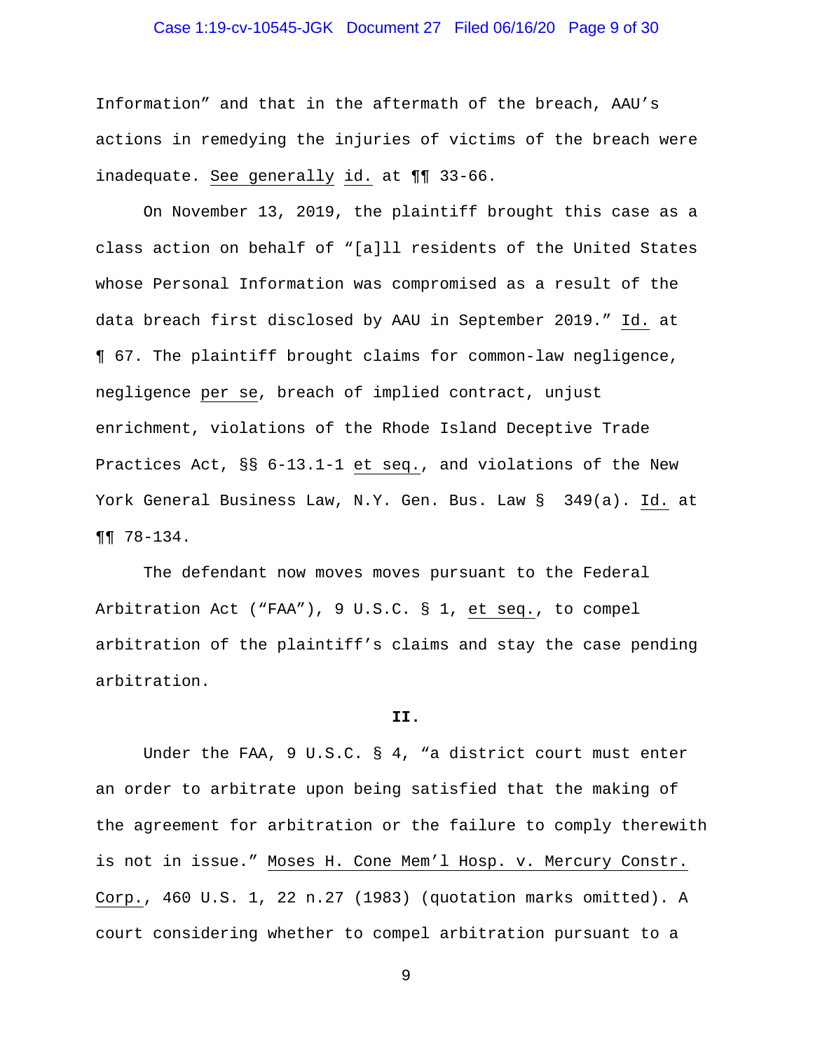Information" and that in the aftermath of the breach, AAU's actions in remedying the injuries of victims of the breach were inadequate. *See generally* *id.* at ¶¶ 33-66.

On November 13, 2019, the plaintiff brought this case as a class action on behalf of "[a]ll residents of the United States whose Personal Information was compromised as a result of the data breach first disclosed by AAU in September 2019." *Id.* at ¶ 67. The plaintiff brought claims for common-law negligence, negligence *per se*, breach of implied contract, unjust enrichment, violations of the Rhode Island Deceptive Trade Practices Act, §§ 6-13.1-1 *et seq.*, and violations of the New York General Business Law, N.Y. Gen. Bus. Law § 349(a). *Id.* at ¶¶ 78-134.

The defendant now moves moves pursuant to the Federal Arbitration Act ("FAA"), 9 U.S.C. § 1, *et seq.*, to compel arbitration of the plaintiff's claims and stay the case pending arbitration.

## II.

Under the FAA, 9 U.S.C. § 4, "a district court must enter an order to arbitrate upon being satisfied that the making of the agreement for arbitration or the failure to comply therewith is not in issue." *Moses H. Cone Mem'l Hosp. v. Mercury Constr. Corp.*, 460 U.S. 1, 22 n.27 (1983) (quotation marks omitted). A court considering whether to compel arbitration pursuant to a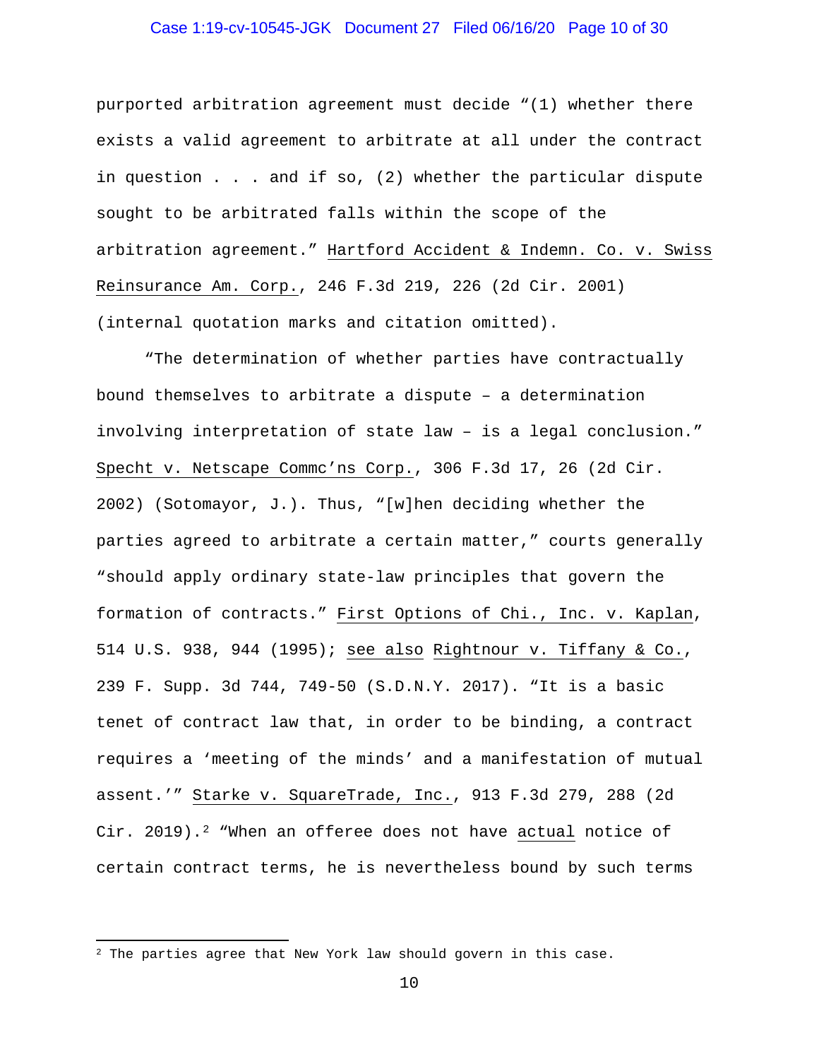purported arbitration agreement must decide "(1) whether there exists a valid agreement to arbitrate at all under the contract in question . . . and if so, (2) whether the particular dispute sought to be arbitrated falls within the scope of the arbitration agreement." Hartford Accident & Indemn. Co. v. Swiss Reinsurance Am. Corp., 246 F.3d 219, 226 (2d Cir. 2001) (internal quotation marks and citation omitted).

"The determination of whether parties have contractually bound themselves to arbitrate a dispute – a determination involving interpretation of state law – is a legal conclusion." Specht v. Netscape Commc'ns Corp., 306 F.3d 17, 26 (2d Cir. 2002) (Sotomayor, J.). Thus, "[w]hen deciding whether the parties agreed to arbitrate a certain matter," courts generally "should apply ordinary state-law principles that govern the formation of contracts." First Options of Chi., Inc. v. Kaplan, 514 U.S. 938, 944 (1995); see also Rightnour v. Tiffany & Co., 239 F. Supp. 3d 744, 749-50 (S.D.N.Y. 2017). "It is a basic tenet of contract law that, in order to be binding, a contract requires a 'meeting of the minds' and a manifestation of mutual assent.'" Starke v. SquareTrade, Inc., 913 F.3d 279, 288 (2d Cir. 2019).[2] "When an offeree does not have actual notice of certain contract terms, he is nevertheless bound by such terms

[2] The parties agree that New York law should govern in this case.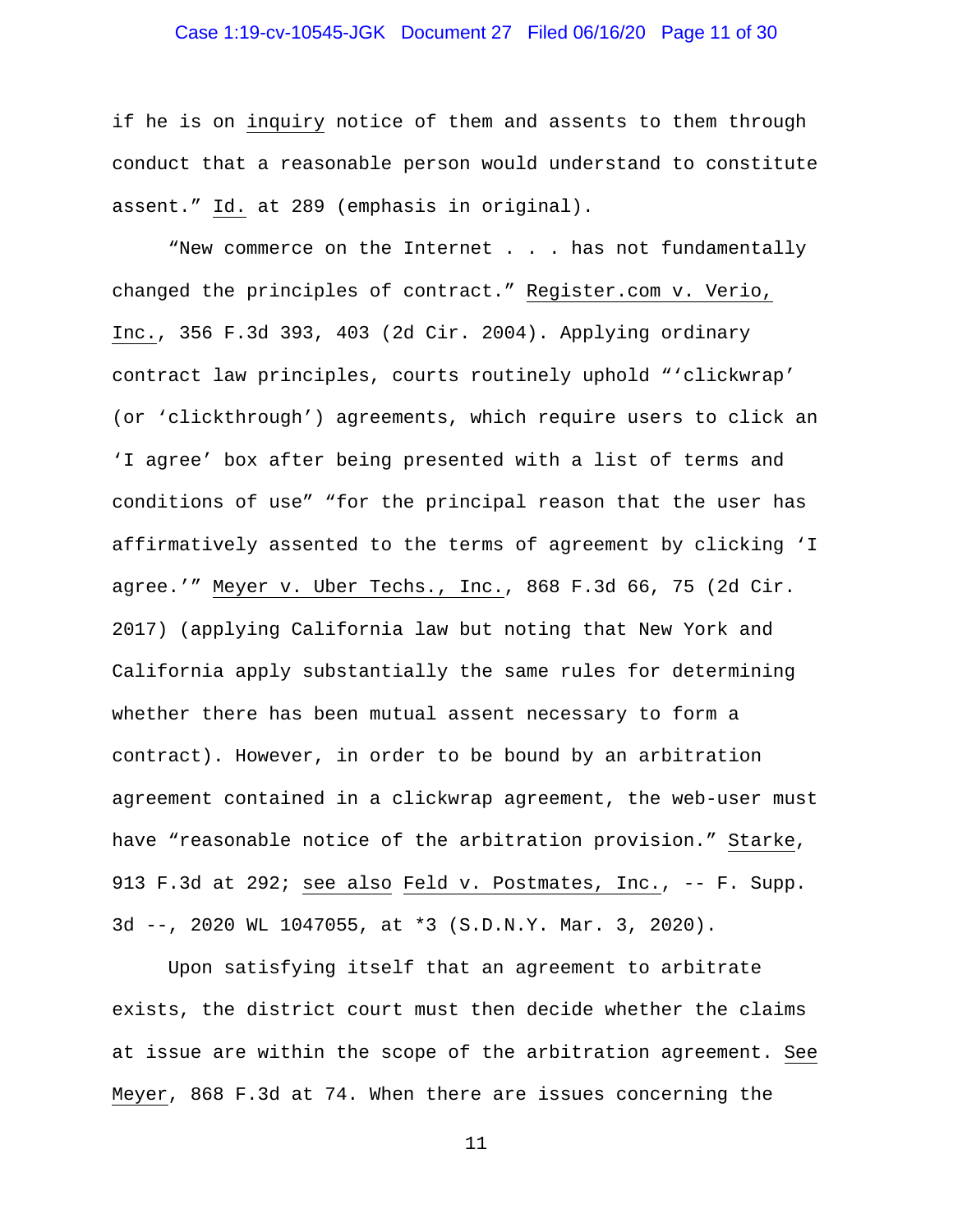if he is on inquiry notice of them and assents to them through conduct that a reasonable person would understand to constitute assent." Id. at 289 (emphasis in original).

"New commerce on the Internet . . . has not fundamentally changed the principles of contract." Register.com v. Verio, Inc., 356 F.3d 393, 403 (2d Cir. 2004). Applying ordinary contract law principles, courts routinely uphold "'clickwrap' (or 'clickthrough') agreements, which require users to click an 'I agree' box after being presented with a list of terms and conditions of use" "for the principal reason that the user has affirmatively assented to the terms of agreement by clicking 'I agree.'" Meyer v. Uber Techs., Inc., 868 F.3d 66, 75 (2d Cir. 2017) (applying California law but noting that New York and California apply substantially the same rules for determining whether there has been mutual assent necessary to form a contract). However, in order to be bound by an arbitration agreement contained in a clickwrap agreement, the web-user must have "reasonable notice of the arbitration provision." Starke, 913 F.3d at 292; see also Feld v. Postmates, Inc., -- F. Supp. 3d --, 2020 WL 1047055, at *3 (S.D.N.Y. Mar. 3, 2020).

Upon satisfying itself that an agreement to arbitrate exists, the district court must then decide whether the claims at issue are within the scope of the arbitration agreement. See Meyer, 868 F.3d at 74. When there are issues concerning the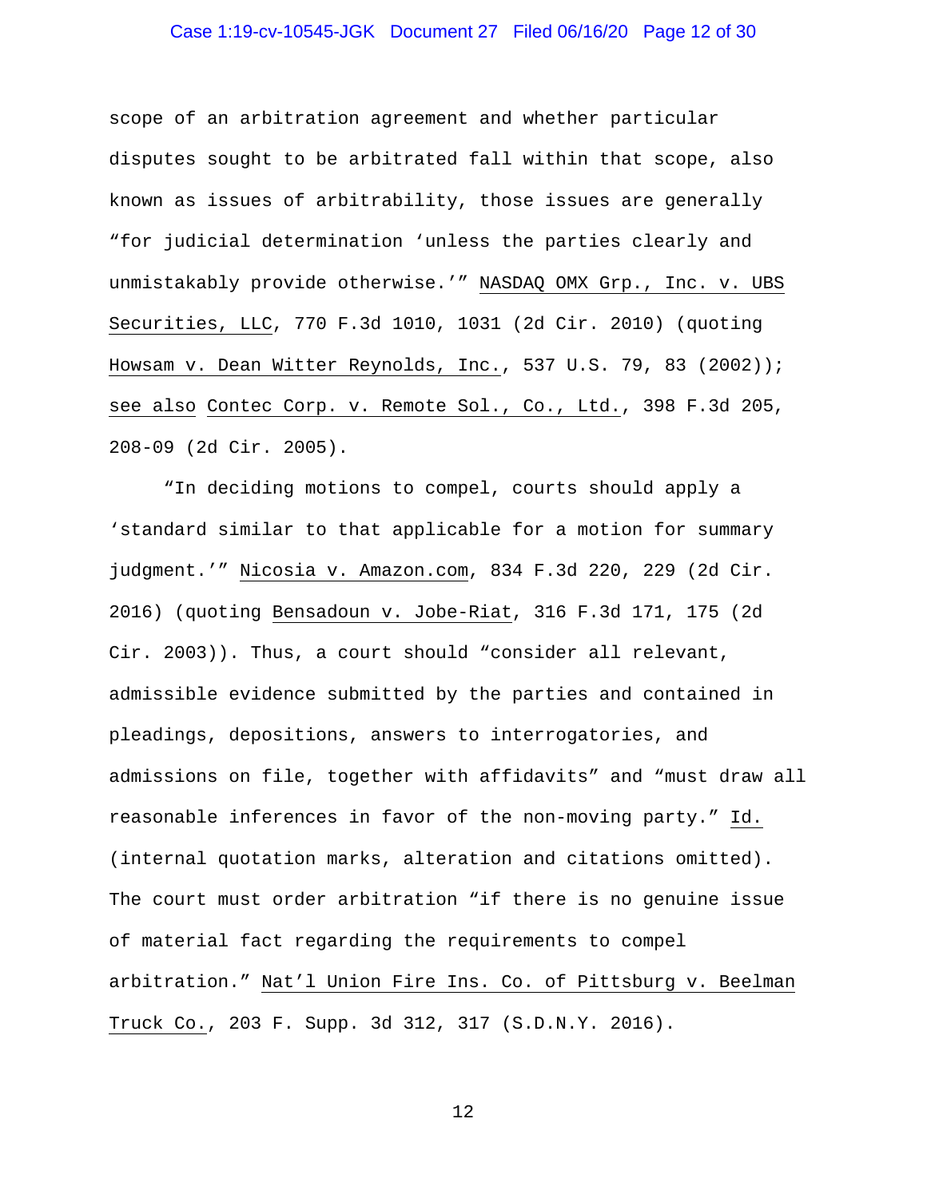scope of an arbitration agreement and whether particular disputes sought to be arbitrated fall within that scope, also known as issues of arbitrability, those issues are generally "for judicial determination 'unless the parties clearly and unmistakably provide otherwise.'" NASDAQ OMX Grp., Inc. v. UBS Securities, LLC, 770 F.3d 1010, 1031 (2d Cir. 2010) (quoting Howsam v. Dean Witter Reynolds, Inc., 537 U.S. 79, 83 (2002)); see also Contec Corp. v. Remote Sol., Co., Ltd., 398 F.3d 205, 208-09 (2d Cir. 2005).

"In deciding motions to compel, courts should apply a 'standard similar to that applicable for a motion for summary judgment.'" Nicosia v. Amazon.com, 834 F.3d 220, 229 (2d Cir. 2016) (quoting Bensadoun v. Jobe-Riat, 316 F.3d 171, 175 (2d Cir. 2003)). Thus, a court should "consider all relevant, admissible evidence submitted by the parties and contained in pleadings, depositions, answers to interrogatories, and admissions on file, together with affidavits" and "must draw all reasonable inferences in favor of the non-moving party." Id. (internal quotation marks, alteration and citations omitted). The court must order arbitration "if there is no genuine issue of material fact regarding the requirements to compel arbitration." Nat'l Union Fire Ins. Co. of Pittsburg v. Beelman Truck Co., 203 F. Supp. 3d 312, 317 (S.D.N.Y. 2016).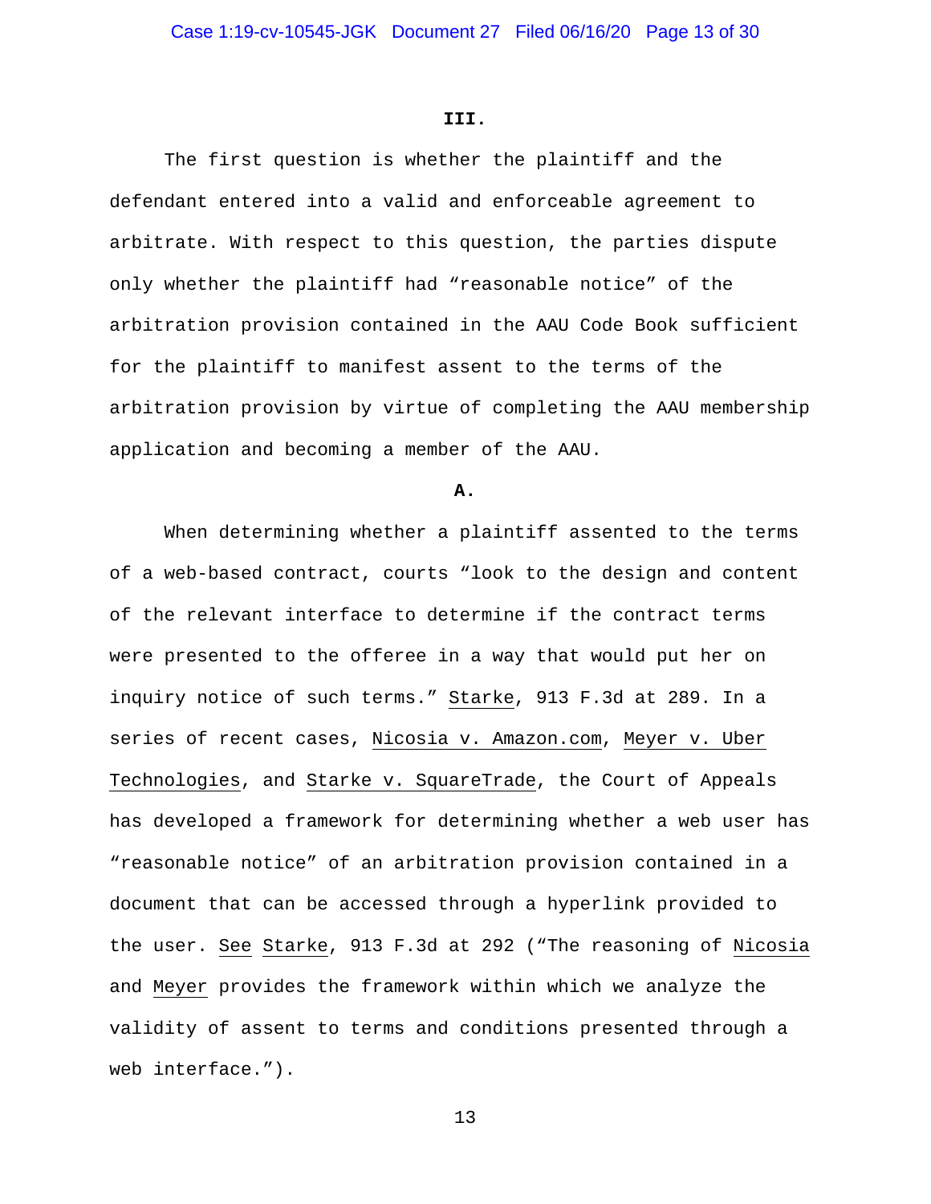**III.**

The first question is whether the plaintiff and the defendant entered into a valid and enforceable agreement to arbitrate. With respect to this question, the parties dispute only whether the plaintiff had "reasonable notice" of the arbitration provision contained in the AAU Code Book sufficient for the plaintiff to manifest assent to the terms of the arbitration provision by virtue of completing the AAU membership application and becoming a member of the AAU.

**A.**

When determining whether a plaintiff assented to the terms of a web-based contract, courts "look to the design and content of the relevant interface to determine if the contract terms were presented to the offeree in a way that would put her on inquiry notice of such terms." Starke, 913 F.3d at 289. In a series of recent cases, Nicosia v. Amazon.com, Meyer v. Uber Technologies, and Starke v. SquareTrade, the Court of Appeals has developed a framework for determining whether a web user has "reasonable notice" of an arbitration provision contained in a document that can be accessed through a hyperlink provided to the user. See Starke, 913 F.3d at 292 ("The reasoning of Nicosia and Meyer provides the framework within which we analyze the validity of assent to terms and conditions presented through a web interface.").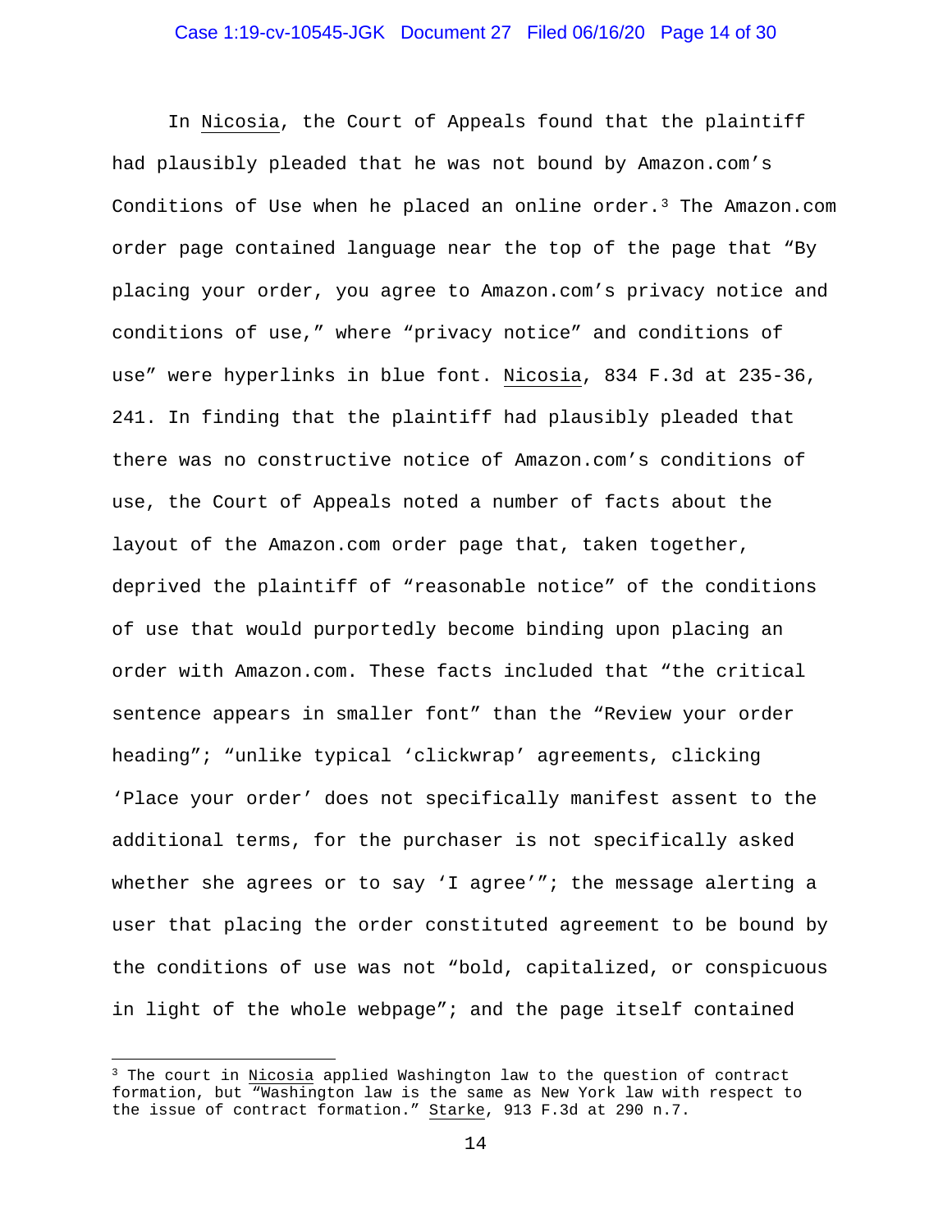In Nicosia, the Court of Appeals found that the plaintiff had plausibly pleaded that he was not bound by Amazon.com's Conditions of Use when he placed an online order.[3] The Amazon.com order page contained language near the top of the page that "By placing your order, you agree to Amazon.com's privacy notice and conditions of use," where "privacy notice" and conditions of use" were hyperlinks in blue font. Nicosia, 834 F.3d at 235-36, 241. In finding that the plaintiff had plausibly pleaded that there was no constructive notice of Amazon.com's conditions of use, the Court of Appeals noted a number of facts about the layout of the Amazon.com order page that, taken together, deprived the plaintiff of "reasonable notice" of the conditions of use that would purportedly become binding upon placing an order with Amazon.com. These facts included that "the critical sentence appears in smaller font" than the "Review your order heading"; "unlike typical 'clickwrap' agreements, clicking 'Place your order' does not specifically manifest assent to the additional terms, for the purchaser is not specifically asked whether she agrees or to say 'I agree'"; the message alerting a user that placing the order constituted agreement to be bound by the conditions of use was not "bold, capitalized, or conspicuous in light of the whole webpage"; and the page itself contained

---

[3] The court in Nicosia applied Washington law to the question of contract formation, but "Washington law is the same as New York law with respect to the issue of contract formation." Starke, 913 F.3d at 290 n.7.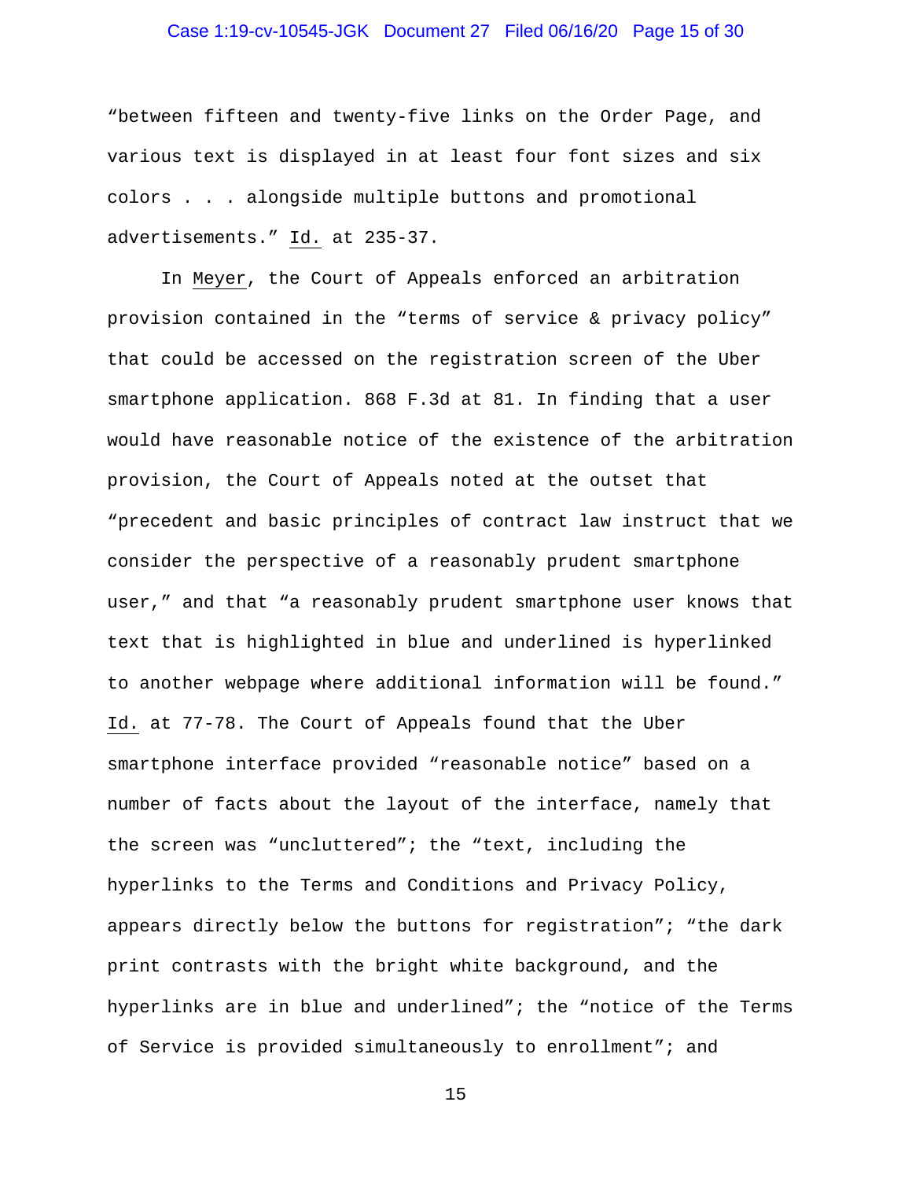"between fifteen and twenty-five links on the Order Page, and various text is displayed in at least four font sizes and six colors . . . alongside multiple buttons and promotional advertisements." Id. at 235-37.

In Meyer, the Court of Appeals enforced an arbitration provision contained in the "terms of service & privacy policy" that could be accessed on the registration screen of the Uber smartphone application. 868 F.3d at 81. In finding that a user would have reasonable notice of the existence of the arbitration provision, the Court of Appeals noted at the outset that "precedent and basic principles of contract law instruct that we consider the perspective of a reasonably prudent smartphone user," and that "a reasonably prudent smartphone user knows that text that is highlighted in blue and underlined is hyperlinked to another webpage where additional information will be found." Id. at 77-78. The Court of Appeals found that the Uber smartphone interface provided "reasonable notice" based on a number of facts about the layout of the interface, namely that the screen was "uncluttered"; the "text, including the hyperlinks to the Terms and Conditions and Privacy Policy, appears directly below the buttons for registration"; "the dark print contrasts with the bright white background, and the hyperlinks are in blue and underlined"; the "notice of the Terms of Service is provided simultaneously to enrollment"; and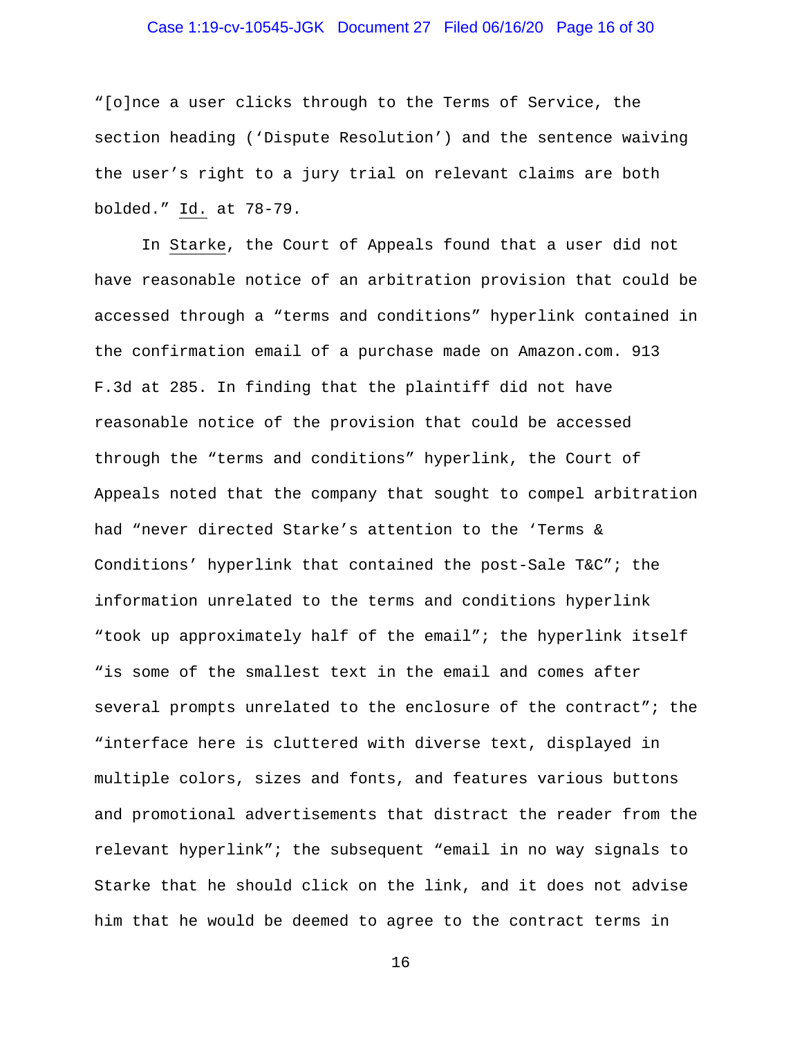"[o]nce a user clicks through to the Terms of Service, the section heading ('Dispute Resolution') and the sentence waiving the user's right to a jury trial on relevant claims are both bolded." Id. at 78-79.

In Starke, the Court of Appeals found that a user did not have reasonable notice of an arbitration provision that could be accessed through a "terms and conditions" hyperlink contained in the confirmation email of a purchase made on Amazon.com. 913 F.3d at 285. In finding that the plaintiff did not have reasonable notice of the provision that could be accessed through the "terms and conditions" hyperlink, the Court of Appeals noted that the company that sought to compel arbitration had "never directed Starke's attention to the 'Terms & Conditions' hyperlink that contained the post-Sale T&C"; the information unrelated to the terms and conditions hyperlink "took up approximately half of the email"; the hyperlink itself "is some of the smallest text in the email and comes after several prompts unrelated to the enclosure of the contract"; the "interface here is cluttered with diverse text, displayed in multiple colors, sizes and fonts, and features various buttons and promotional advertisements that distract the reader from the relevant hyperlink"; the subsequent "email in no way signals to Starke that he should click on the link, and it does not advise him that he would be deemed to agree to the contract terms in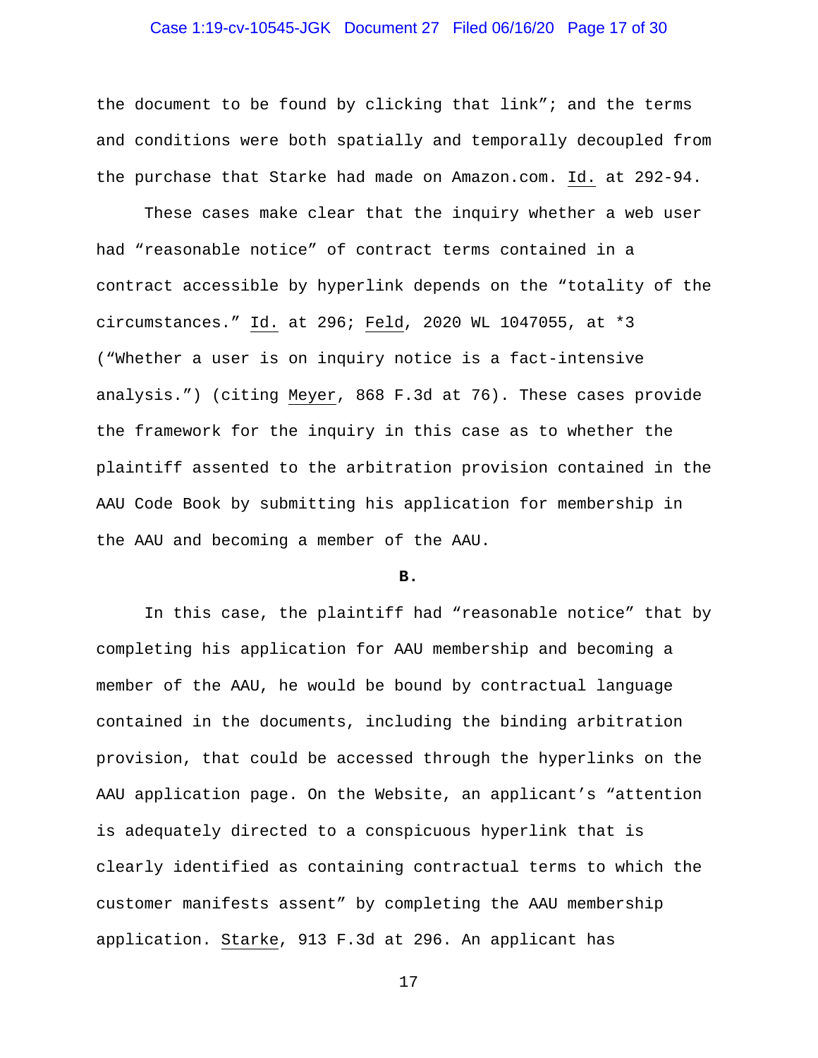the document to be found by clicking that link"; and the terms and conditions were both spatially and temporally decoupled from the purchase that Starke had made on Amazon.com. Id. at 292-94.

These cases make clear that the inquiry whether a web user had "reasonable notice" of contract terms contained in a contract accessible by hyperlink depends on the "totality of the circumstances." Id. at 296; Feld, 2020 WL 1047055, at *3 ("Whether a user is on inquiry notice is a fact-intensive analysis.") (citing Meyer, 868 F.3d at 76). These cases provide the framework for the inquiry in this case as to whether the plaintiff assented to the arbitration provision contained in the AAU Code Book by submitting his application for membership in the AAU and becoming a member of the AAU.

**B.**

In this case, the plaintiff had "reasonable notice" that by completing his application for AAU membership and becoming a member of the AAU, he would be bound by contractual language contained in the documents, including the binding arbitration provision, that could be accessed through the hyperlinks on the AAU application page. On the Website, an applicant's "attention is adequately directed to a conspicuous hyperlink that is clearly identified as containing contractual terms to which the customer manifests assent" by completing the AAU membership application. Starke, 913 F.3d at 296. An applicant has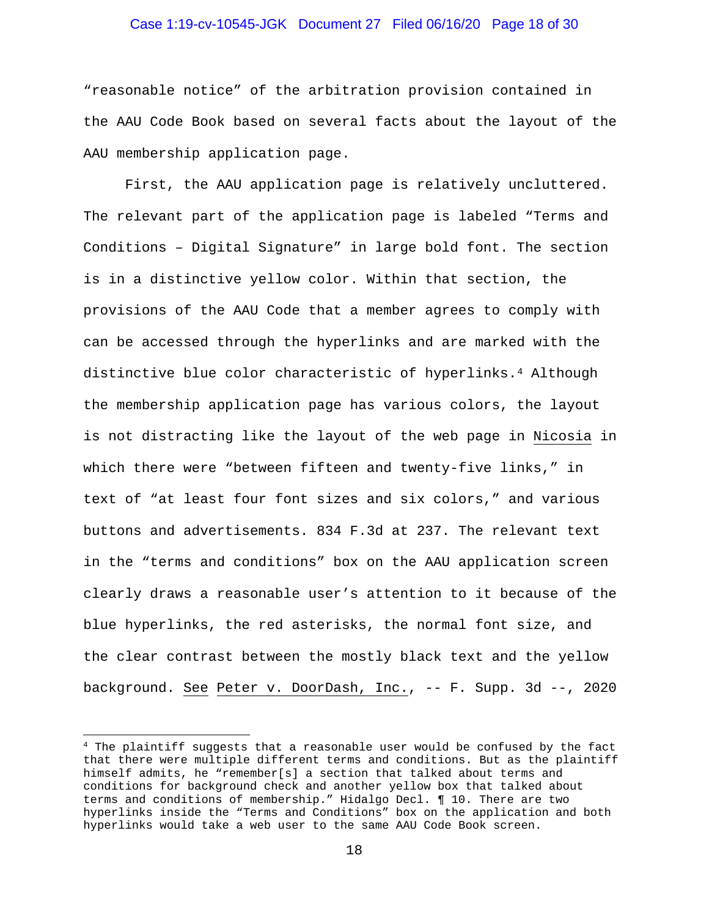"reasonable notice" of the arbitration provision contained in the AAU Code Book based on several facts about the layout of the AAU membership application page.

First, the AAU application page is relatively uncluttered. The relevant part of the application page is labeled "Terms and Conditions – Digital Signature" in large bold font. The section is in a distinctive yellow color. Within that section, the provisions of the AAU Code that a member agrees to comply with can be accessed through the hyperlinks and are marked with the distinctive blue color characteristic of hyperlinks.[4] Although the membership application page has various colors, the layout is not distracting like the layout of the web page in Nicosia in which there were "between fifteen and twenty-five links," in text of "at least four font sizes and six colors," and various buttons and advertisements. 834 F.3d at 237. The relevant text in the "terms and conditions" box on the AAU application screen clearly draws a reasonable user's attention to it because of the blue hyperlinks, the red asterisks, the normal font size, and the clear contrast between the mostly black text and the yellow background. See Peter v. DoorDash, Inc., -- F. Supp. 3d --, 2020

---

[4] The plaintiff suggests that a reasonable user would be confused by the fact that there were multiple different terms and conditions. But as the plaintiff himself admits, he "remember[s] a section that talked about terms and conditions for background check and another yellow box that talked about terms and conditions of membership." Hidalgo Decl. ¶ 10. There are two hyperlinks inside the "Terms and Conditions" box on the application and both hyperlinks would take a web user to the same AAU Code Book screen.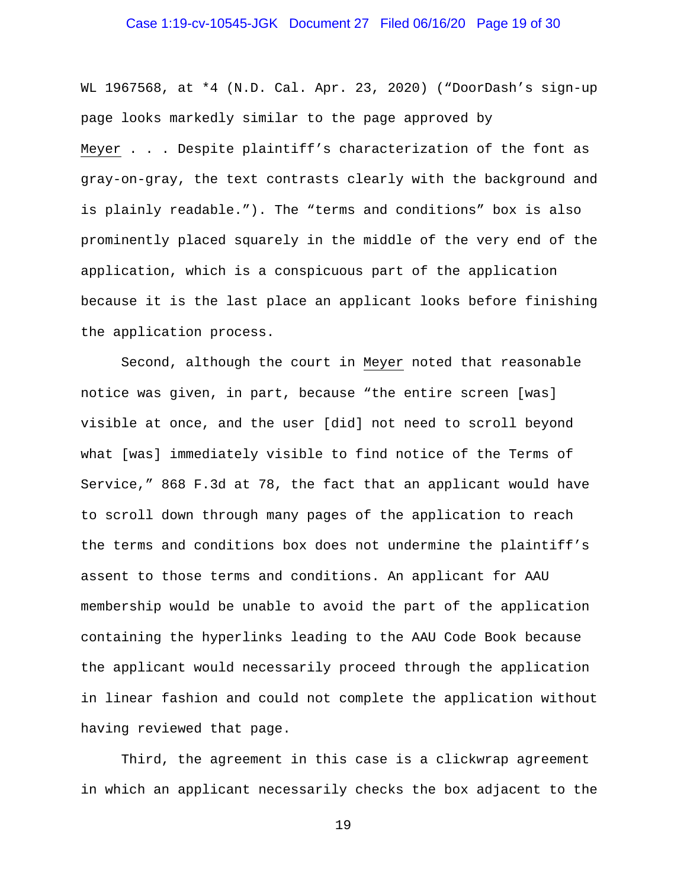WL 1967568, at *4 (N.D. Cal. Apr. 23, 2020) ("DoorDash's sign-up page looks markedly similar to the page approved by Meyer . . . Despite plaintiff's characterization of the font as gray-on-gray, the text contrasts clearly with the background and is plainly readable."). The "terms and conditions" box is also prominently placed squarely in the middle of the very end of the application, which is a conspicuous part of the application because it is the last place an applicant looks before finishing the application process.

Second, although the court in Meyer noted that reasonable notice was given, in part, because "the entire screen [was] visible at once, and the user [did] not need to scroll beyond what [was] immediately visible to find notice of the Terms of Service," 868 F.3d at 78, the fact that an applicant would have to scroll down through many pages of the application to reach the terms and conditions box does not undermine the plaintiff's assent to those terms and conditions. An applicant for AAU membership would be unable to avoid the part of the application containing the hyperlinks leading to the AAU Code Book because the applicant would necessarily proceed through the application in linear fashion and could not complete the application without having reviewed that page.

Third, the agreement in this case is a clickwrap agreement in which an applicant necessarily checks the box adjacent to the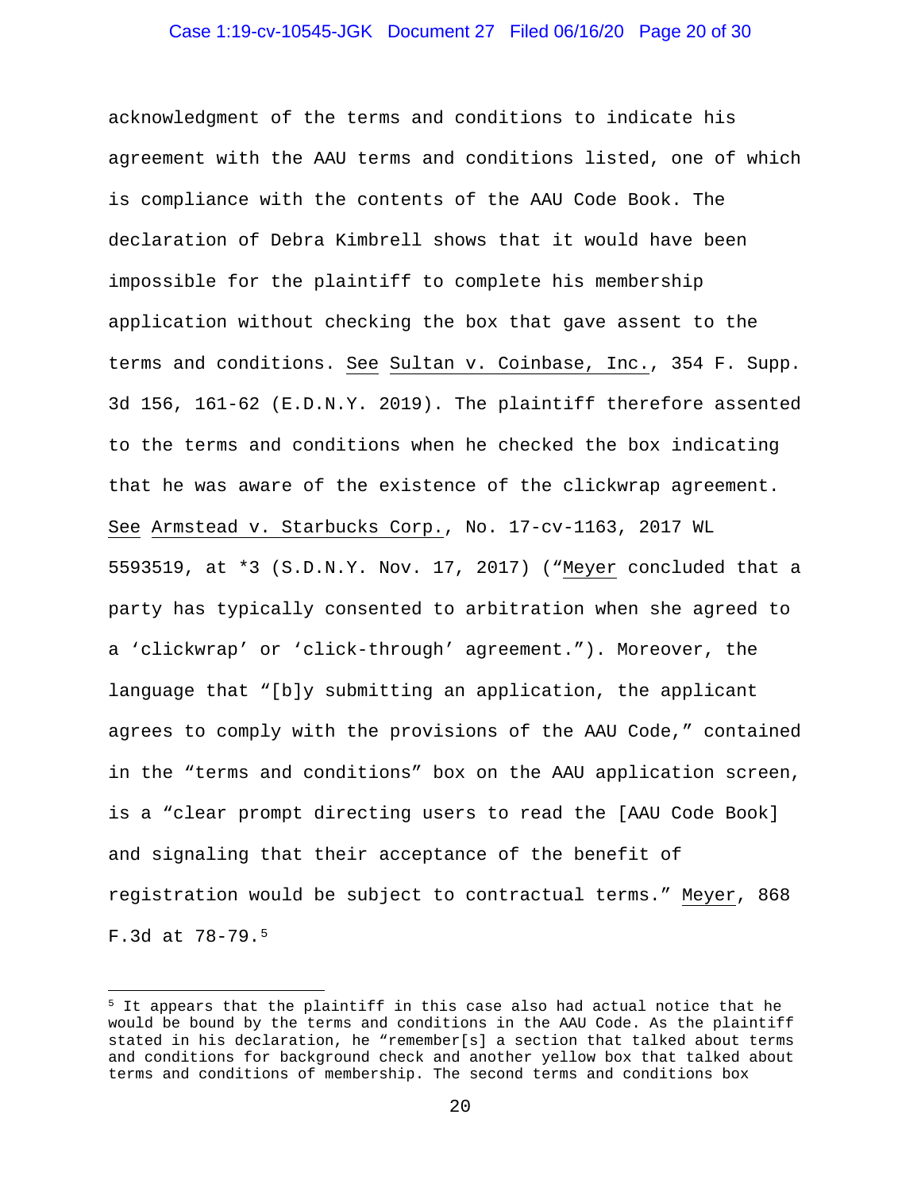acknowledgment of the terms and conditions to indicate his agreement with the AAU terms and conditions listed, one of which is compliance with the contents of the AAU Code Book. The declaration of Debra Kimbrell shows that it would have been impossible for the plaintiff to complete his membership application without checking the box that gave assent to the terms and conditions. See Sultan v. Coinbase, Inc., 354 F. Supp. 3d 156, 161-62 (E.D.N.Y. 2019). The plaintiff therefore assented to the terms and conditions when he checked the box indicating that he was aware of the existence of the clickwrap agreement. See Armstead v. Starbucks Corp., No. 17-cv-1163, 2017 WL 5593519, at *3 (S.D.N.Y. Nov. 17, 2017) ("Meyer concluded that a party has typically consented to arbitration when she agreed to a 'clickwrap' or 'click-through' agreement."). Moreover, the language that "[b]y submitting an application, the applicant agrees to comply with the provisions of the AAU Code," contained in the "terms and conditions" box on the AAU application screen, is a "clear prompt directing users to read the [AAU Code Book] and signaling that their acceptance of the benefit of registration would be subject to contractual terms." Meyer, 868 F.3d at 78-79.[5]

---

[5] It appears that the plaintiff in this case also had actual notice that he would be bound by the terms and conditions in the AAU Code. As the plaintiff stated in his declaration, he "remember[s] a section that talked about terms and conditions for background check and another yellow box that talked about terms and conditions of membership. The second terms and conditions box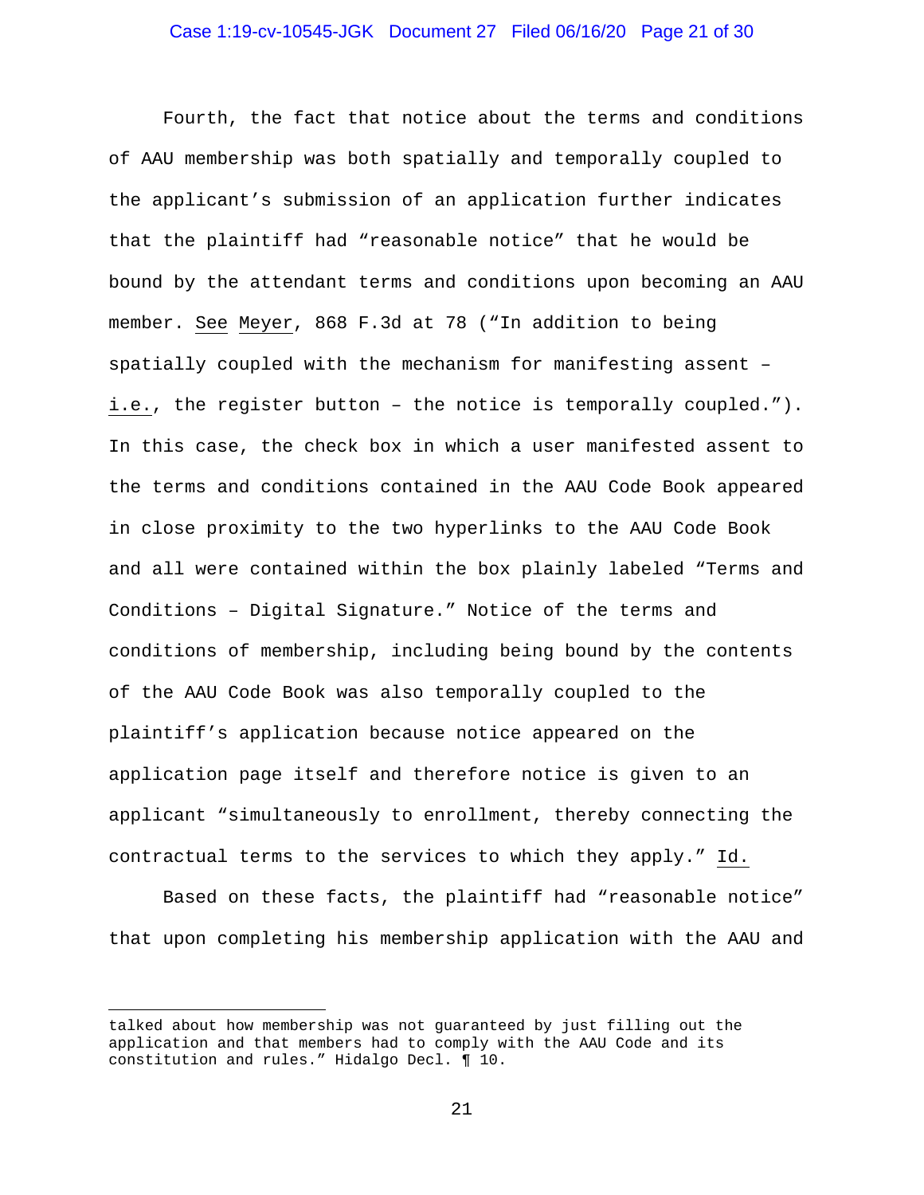Fourth, the fact that notice about the terms and conditions of AAU membership was both spatially and temporally coupled to the applicant's submission of an application further indicates that the plaintiff had "reasonable notice" that he would be bound by the attendant terms and conditions upon becoming an AAU member. See Meyer, 868 F.3d at 78 ("In addition to being spatially coupled with the mechanism for manifesting assent – i.e., the register button – the notice is temporally coupled."). In this case, the check box in which a user manifested assent to the terms and conditions contained in the AAU Code Book appeared in close proximity to the two hyperlinks to the AAU Code Book and all were contained within the box plainly labeled "Terms and Conditions – Digital Signature." Notice of the terms and conditions of membership, including being bound by the contents of the AAU Code Book was also temporally coupled to the plaintiff's application because notice appeared on the application page itself and therefore notice is given to an applicant "simultaneously to enrollment, thereby connecting the contractual terms to the services to which they apply." Id.

Based on these facts, the plaintiff had "reasonable notice" that upon completing his membership application with the AAU and

---

talked about how membership was not guaranteed by just filling out the application and that members had to comply with the AAU Code and its constitution and rules." Hidalgo Decl. ¶ 10.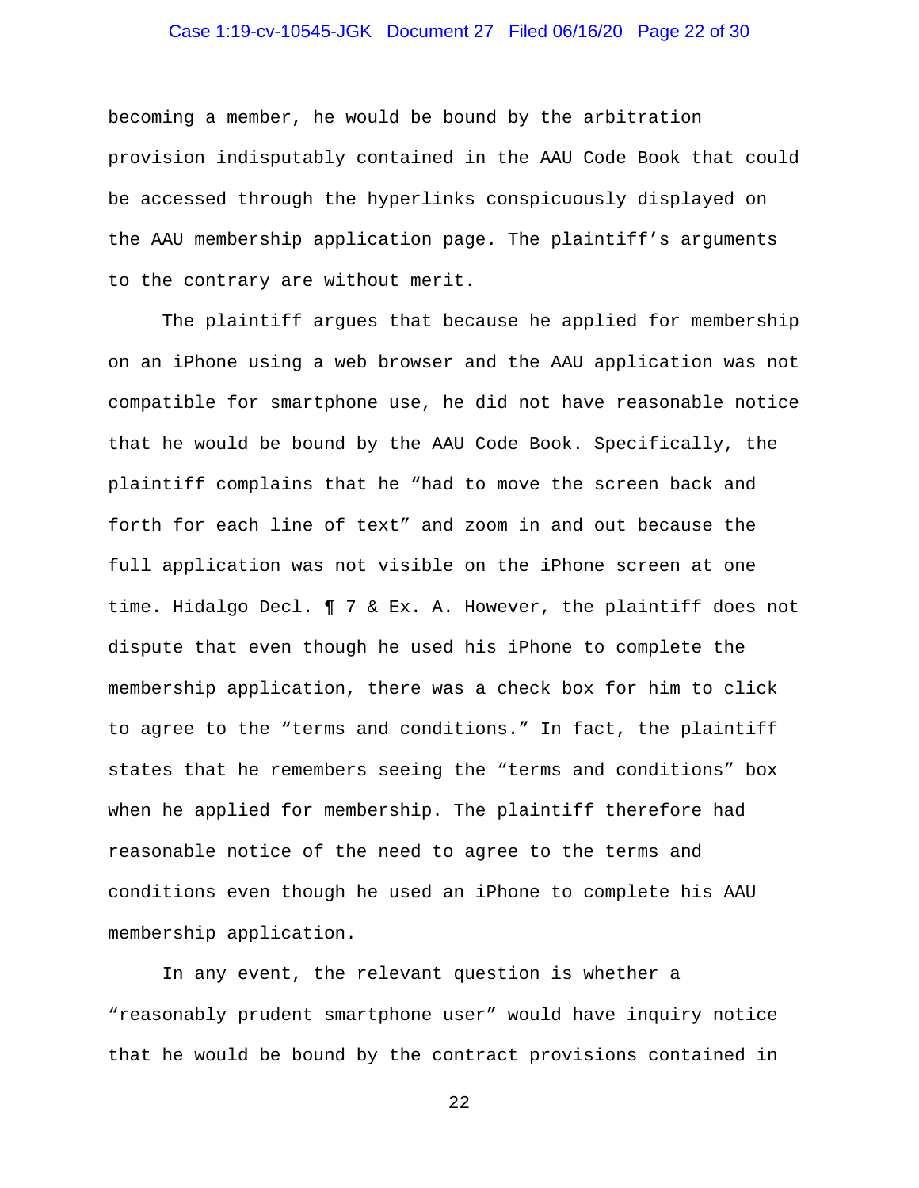becoming a member, he would be bound by the arbitration provision indisputably contained in the AAU Code Book that could be accessed through the hyperlinks conspicuously displayed on the AAU membership application page. The plaintiff's arguments to the contrary are without merit.

The plaintiff argues that because he applied for membership on an iPhone using a web browser and the AAU application was not compatible for smartphone use, he did not have reasonable notice that he would be bound by the AAU Code Book. Specifically, the plaintiff complains that he "had to move the screen back and forth for each line of text" and zoom in and out because the full application was not visible on the iPhone screen at one time. Hidalgo Decl. ¶ 7 & Ex. A. However, the plaintiff does not dispute that even though he used his iPhone to complete the membership application, there was a check box for him to click to agree to the "terms and conditions." In fact, the plaintiff states that he remembers seeing the "terms and conditions" box when he applied for membership. The plaintiff therefore had reasonable notice of the need to agree to the terms and conditions even though he used an iPhone to complete his AAU membership application.

In any event, the relevant question is whether a "reasonably prudent smartphone user" would have inquiry notice that he would be bound by the contract provisions contained in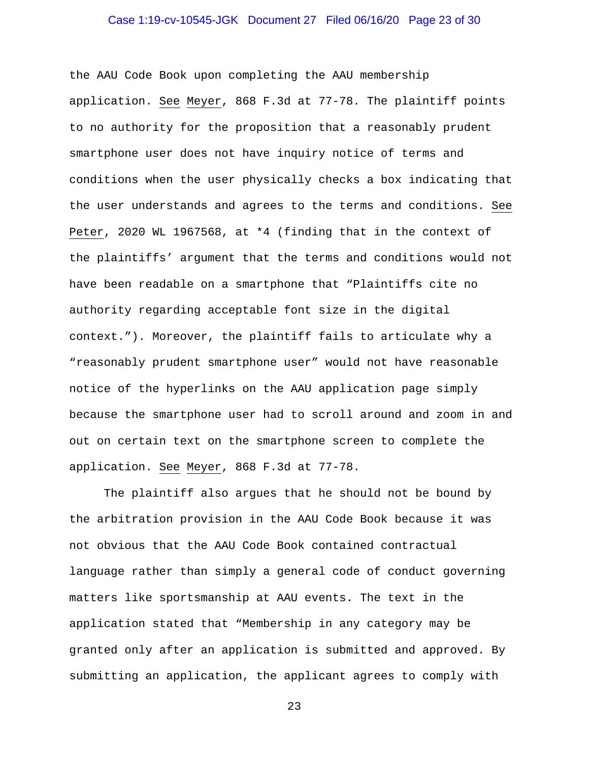the AAU Code Book upon completing the AAU membership application. See Meyer, 868 F.3d at 77-78. The plaintiff points to no authority for the proposition that a reasonably prudent smartphone user does not have inquiry notice of terms and conditions when the user physically checks a box indicating that the user understands and agrees to the terms and conditions. See Peter, 2020 WL 1967568, at *4 (finding that in the context of the plaintiffs' argument that the terms and conditions would not have been readable on a smartphone that "Plaintiffs cite no authority regarding acceptable font size in the digital context."). Moreover, the plaintiff fails to articulate why a "reasonably prudent smartphone user" would not have reasonable notice of the hyperlinks on the AAU application page simply because the smartphone user had to scroll around and zoom in and out on certain text on the smartphone screen to complete the application. See Meyer, 868 F.3d at 77-78.

The plaintiff also argues that he should not be bound by the arbitration provision in the AAU Code Book because it was not obvious that the AAU Code Book contained contractual language rather than simply a general code of conduct governing matters like sportsmanship at AAU events. The text in the application stated that "Membership in any category may be granted only after an application is submitted and approved. By submitting an application, the applicant agrees to comply with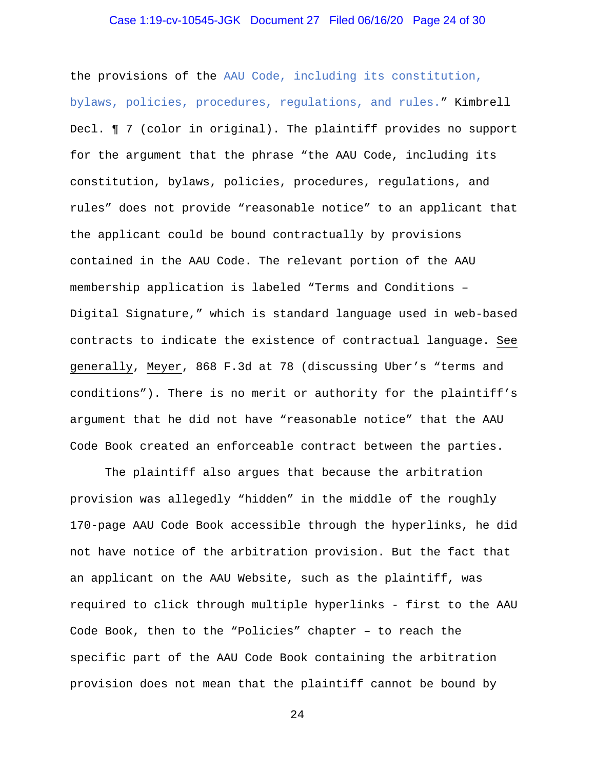the provisions of the AAU Code, including its constitution, bylaws, policies, procedures, regulations, and rules." Kimbrell Decl. ¶ 7 (color in original). The plaintiff provides no support for the argument that the phrase "the AAU Code, including its constitution, bylaws, policies, procedures, regulations, and rules" does not provide "reasonable notice" to an applicant that the applicant could be bound contractually by provisions contained in the AAU Code. The relevant portion of the AAU membership application is labeled "Terms and Conditions – Digital Signature," which is standard language used in web-based contracts to indicate the existence of contractual language. See generally, Meyer, 868 F.3d at 78 (discussing Uber's "terms and conditions"). There is no merit or authority for the plaintiff's argument that he did not have "reasonable notice" that the AAU Code Book created an enforceable contract between the parties.

The plaintiff also argues that because the arbitration provision was allegedly "hidden" in the middle of the roughly 170-page AAU Code Book accessible through the hyperlinks, he did not have notice of the arbitration provision. But the fact that an applicant on the AAU Website, such as the plaintiff, was required to click through multiple hyperlinks - first to the AAU Code Book, then to the "Policies" chapter – to reach the specific part of the AAU Code Book containing the arbitration provision does not mean that the plaintiff cannot be bound by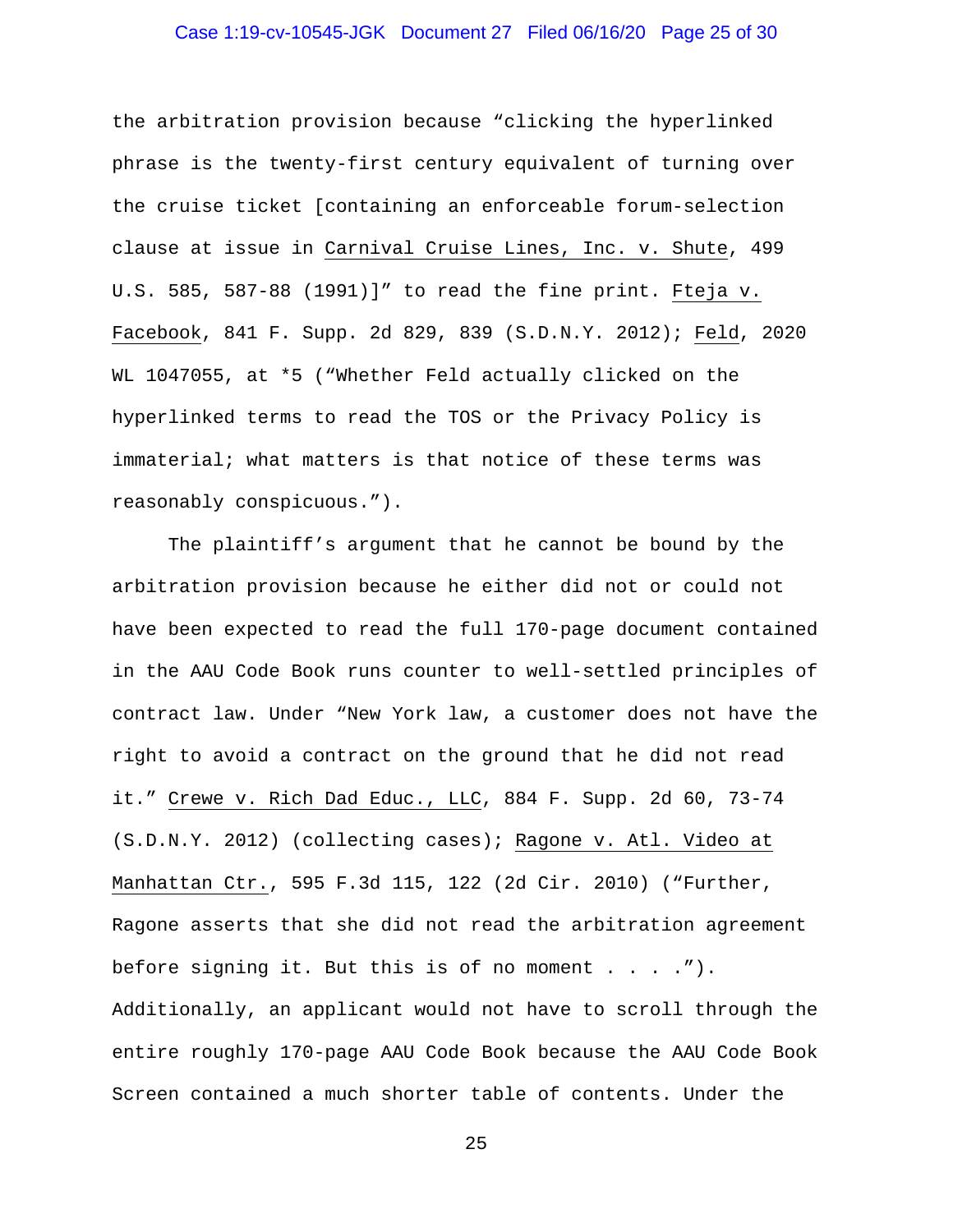the arbitration provision because "clicking the hyperlinked phrase is the twenty-first century equivalent of turning over the cruise ticket [containing an enforceable forum-selection clause at issue in Carnival Cruise Lines, Inc. v. Shute, 499 U.S. 585, 587-88 (1991)]" to read the fine print. Fteja v. Facebook, 841 F. Supp. 2d 829, 839 (S.D.N.Y. 2012); Feld, 2020 WL 1047055, at *5 ("Whether Feld actually clicked on the hyperlinked terms to read the TOS or the Privacy Policy is immaterial; what matters is that notice of these terms was reasonably conspicuous.").

The plaintiff's argument that he cannot be bound by the arbitration provision because he either did not or could not have been expected to read the full 170-page document contained in the AAU Code Book runs counter to well-settled principles of contract law. Under "New York law, a customer does not have the right to avoid a contract on the ground that he did not read it." Crewe v. Rich Dad Educ., LLC, 884 F. Supp. 2d 60, 73-74 (S.D.N.Y. 2012) (collecting cases); Ragone v. Atl. Video at Manhattan Ctr., 595 F.3d 115, 122 (2d Cir. 2010) ("Further, Ragone asserts that she did not read the arbitration agreement before signing it. But this is of no moment . . . ."). Additionally, an applicant would not have to scroll through the entire roughly 170-page AAU Code Book because the AAU Code Book Screen contained a much shorter table of contents. Under the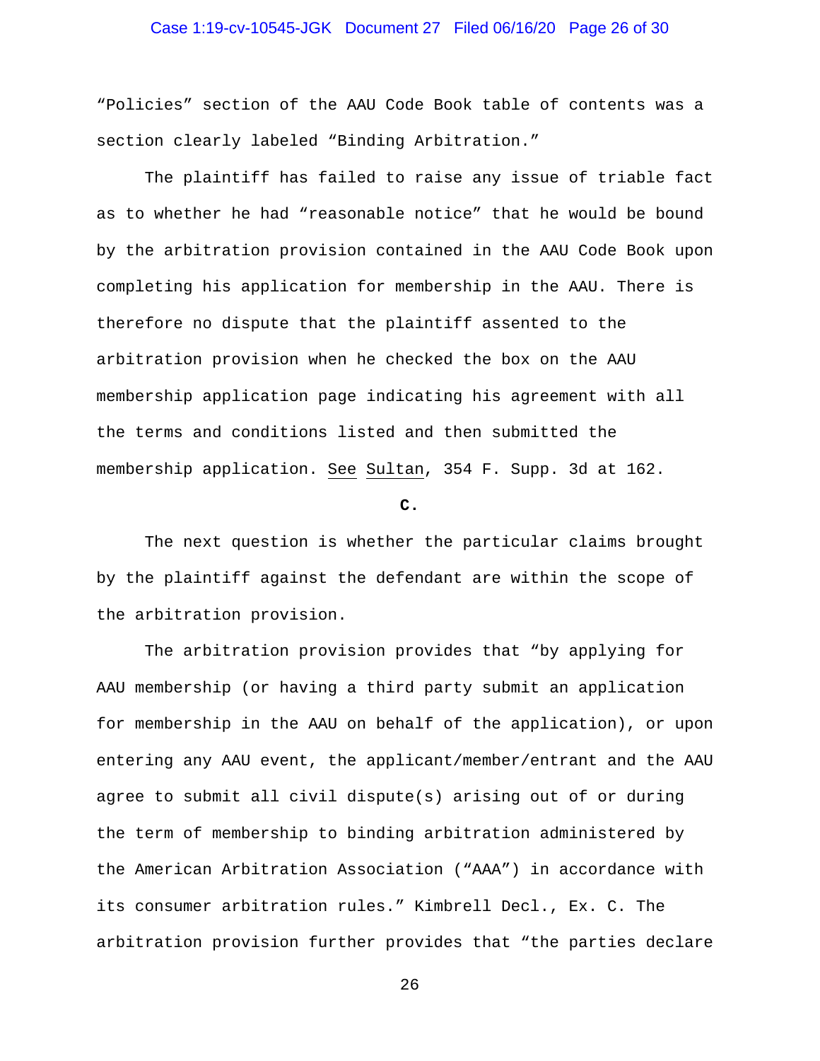"Policies" section of the AAU Code Book table of contents was a section clearly labeled "Binding Arbitration."

The plaintiff has failed to raise any issue of triable fact as to whether he had "reasonable notice" that he would be bound by the arbitration provision contained in the AAU Code Book upon completing his application for membership in the AAU. There is therefore no dispute that the plaintiff assented to the arbitration provision when he checked the box on the AAU membership application page indicating his agreement with all the terms and conditions listed and then submitted the membership application. See Sultan, 354 F. Supp. 3d at 162.

**C.**

The next question is whether the particular claims brought by the plaintiff against the defendant are within the scope of the arbitration provision.

The arbitration provision provides that "by applying for AAU membership (or having a third party submit an application for membership in the AAU on behalf of the application), or upon entering any AAU event, the applicant/member/entrant and the AAU agree to submit all civil dispute(s) arising out of or during the term of membership to binding arbitration administered by the American Arbitration Association ("AAA") in accordance with its consumer arbitration rules." Kimbrell Decl., Ex. C. The arbitration provision further provides that "the parties declare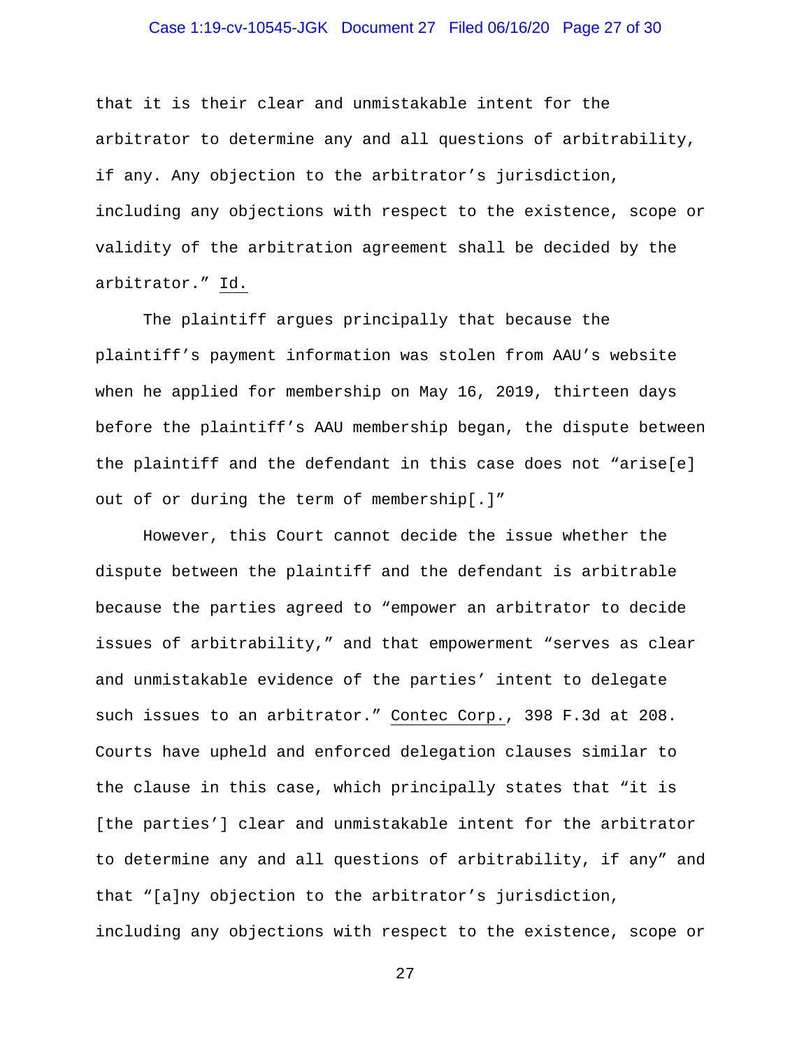that it is their clear and unmistakable intent for the arbitrator to determine any and all questions of arbitrability, if any. Any objection to the arbitrator's jurisdiction, including any objections with respect to the existence, scope or validity of the arbitration agreement shall be decided by the arbitrator." Id.

The plaintiff argues principally that because the plaintiff's payment information was stolen from AAU's website when he applied for membership on May 16, 2019, thirteen days before the plaintiff's AAU membership began, the dispute between the plaintiff and the defendant in this case does not "arise[e] out of or during the term of membership[.]"

However, this Court cannot decide the issue whether the dispute between the plaintiff and the defendant is arbitrable because the parties agreed to "empower an arbitrator to decide issues of arbitrability," and that empowerment "serves as clear and unmistakable evidence of the parties' intent to delegate such issues to an arbitrator." Contec Corp., 398 F.3d at 208. Courts have upheld and enforced delegation clauses similar to the clause in this case, which principally states that "it is [the parties'] clear and unmistakable intent for the arbitrator to determine any and all questions of arbitrability, if any" and that "[a]ny objection to the arbitrator's jurisdiction, including any objections with respect to the existence, scope or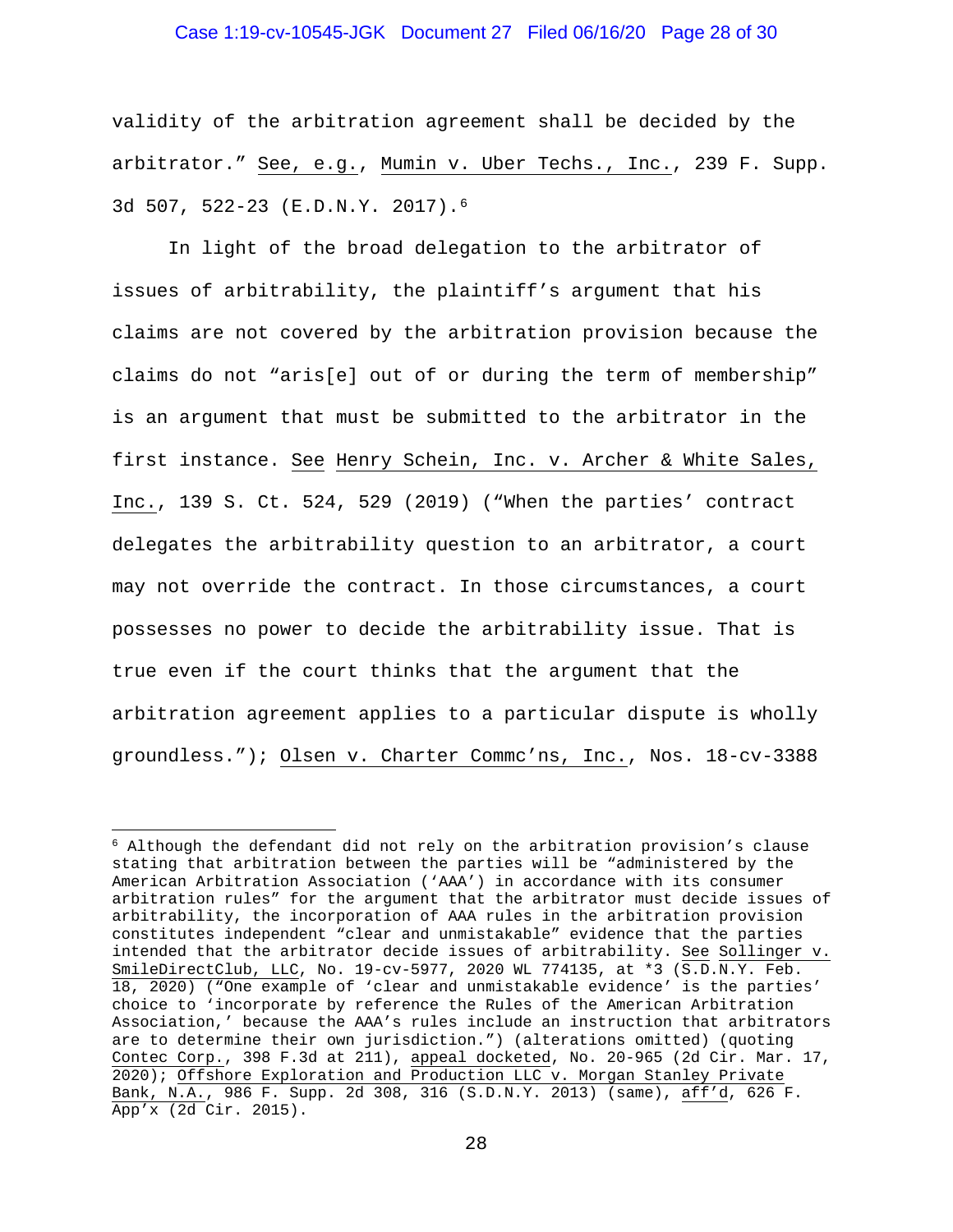validity of the arbitration agreement shall be decided by the arbitrator." See, e.g., Mumin v. Uber Techs., Inc., 239 F. Supp. 3d 507, 522-23 (E.D.N.Y. 2017).[6]

In light of the broad delegation to the arbitrator of issues of arbitrability, the plaintiff's argument that his claims are not covered by the arbitration provision because the claims do not "aris[e] out of or during the term of membership" is an argument that must be submitted to the arbitrator in the first instance. See Henry Schein, Inc. v. Archer & White Sales, Inc., 139 S. Ct. 524, 529 (2019) ("When the parties' contract delegates the arbitrability question to an arbitrator, a court may not override the contract. In those circumstances, a court possesses no power to decide the arbitrability issue. That is true even if the court thinks that the argument that the arbitration agreement applies to a particular dispute is wholly groundless."); Olsen v. Charter Commc'ns, Inc., Nos. 18-cv-3388

---

[6] Although the defendant did not rely on the arbitration provision's clause stating that arbitration between the parties will be "administered by the American Arbitration Association ('AAA') in accordance with its consumer arbitration rules" for the argument that the arbitrator must decide issues of arbitrability, the incorporation of AAA rules in the arbitration provision constitutes independent "clear and unmistakable" evidence that the parties intended that the arbitrator decide issues of arbitrability. See Sollinger v. SmileDirectClub, LLC, No. 19-cv-5977, 2020 WL 774135, at *3 (S.D.N.Y. Feb. 18, 2020) ("One example of 'clear and unmistakable evidence' is the parties' choice to 'incorporate by reference the Rules of the American Arbitration Association,' because the AAA's rules include an instruction that arbitrators are to determine their own jurisdiction.") (alterations omitted) (quoting Contec Corp., 398 F.3d at 211), appeal docketed, No. 20-965 (2d Cir. Mar. 17, 2020); Offshore Exploration and Production LLC v. Morgan Stanley Private Bank, N.A., 986 F. Supp. 2d 308, 316 (S.D.N.Y. 2013) (same), aff'd, 626 F. App'x (2d Cir. 2015).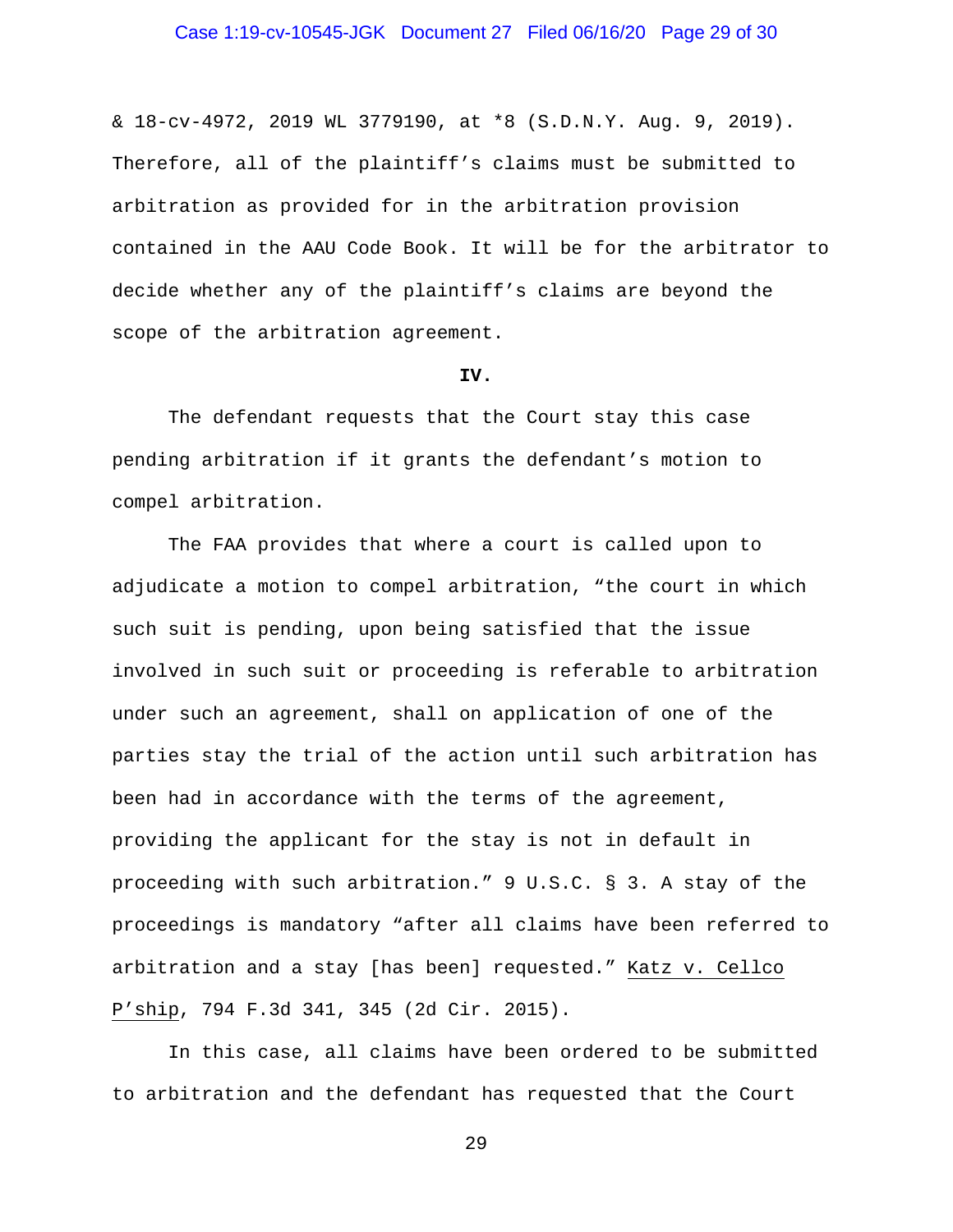& 18-cv-4972, 2019 WL 3779190, at *8 (S.D.N.Y. Aug. 9, 2019). Therefore, all of the plaintiff's claims must be submitted to arbitration as provided for in the arbitration provision contained in the AAU Code Book. It will be for the arbitrator to decide whether any of the plaintiff's claims are beyond the scope of the arbitration agreement.

**IV.**

The defendant requests that the Court stay this case pending arbitration if it grants the defendant's motion to compel arbitration.

The FAA provides that where a court is called upon to adjudicate a motion to compel arbitration, "the court in which such suit is pending, upon being satisfied that the issue involved in such suit or proceeding is referable to arbitration under such an agreement, shall on application of one of the parties stay the trial of the action until such arbitration has been had in accordance with the terms of the agreement, providing the applicant for the stay is not in default in proceeding with such arbitration." 9 U.S.C. § 3. A stay of the proceedings is mandatory "after all claims have been referred to arbitration and a stay [has been] requested." Katz v. Cellco P'ship, 794 F.3d 341, 345 (2d Cir. 2015).

In this case, all claims have been ordered to be submitted to arbitration and the defendant has requested that the Court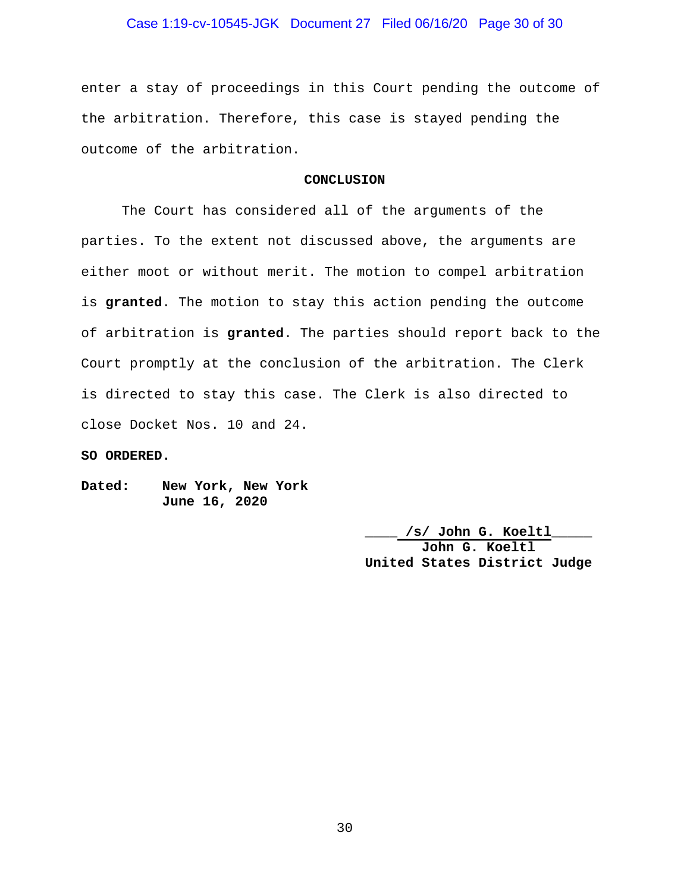enter a stay of proceedings in this Court pending the outcome of the arbitration. Therefore, this case is stayed pending the outcome of the arbitration.

## CONCLUSION

The Court has considered all of the arguments of the parties. To the extent not discussed above, the arguments are either moot or without merit. The motion to compel arbitration is **granted**. The motion to stay this action pending the outcome of arbitration is **granted**. The parties should report back to the Court promptly at the conclusion of the arbitration. The Clerk is directed to stay this case. The Clerk is also directed to close Docket Nos. 10 and 24.

**SO ORDERED.**

**Dated: New York, New York**
**June 16, 2020**

**/s/ John G. Koeltl**
**John G. Koeltl**
**United States District Judge**